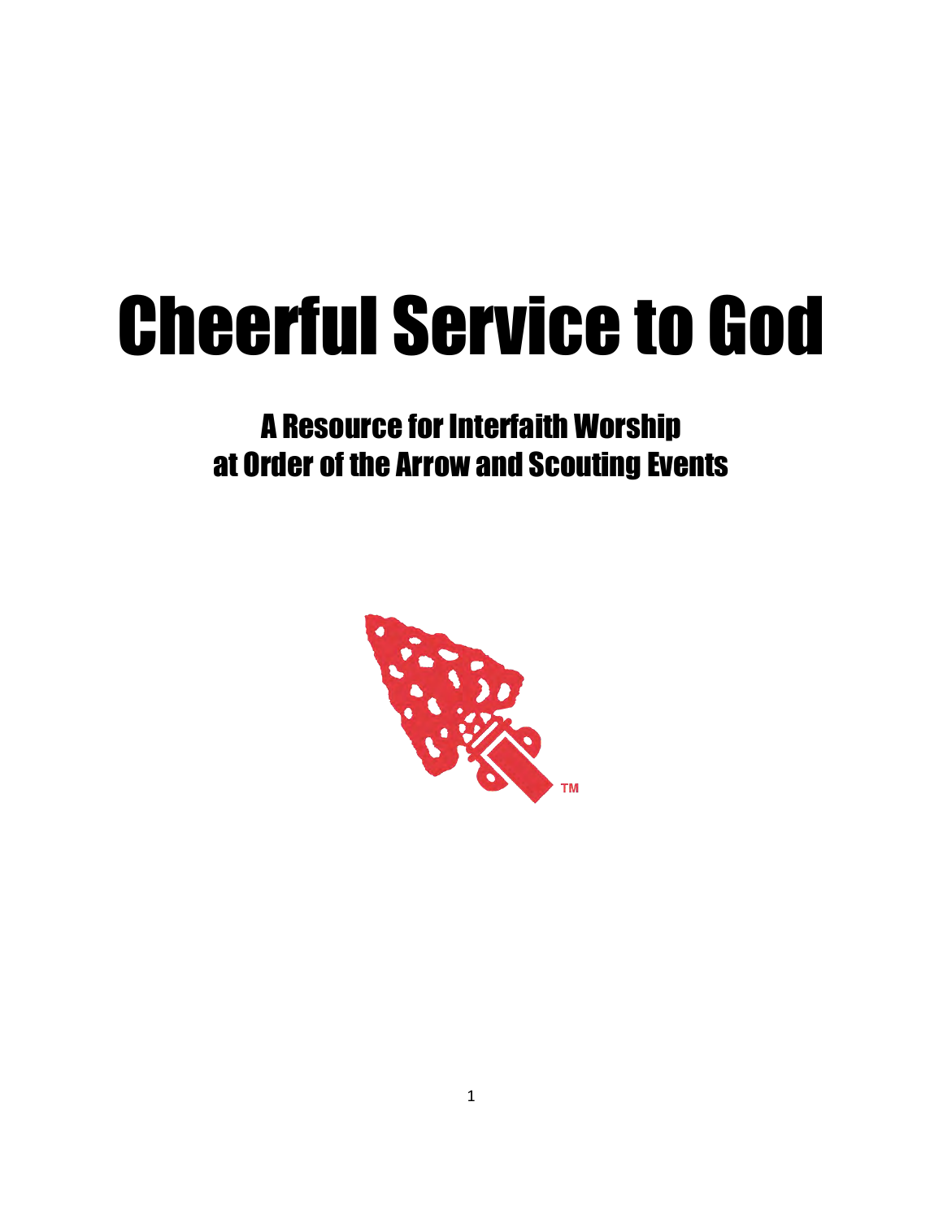# Cheerful Service to God

## A Resource for Interfaith Worship at Order of the Arrow and Scouting Events

TM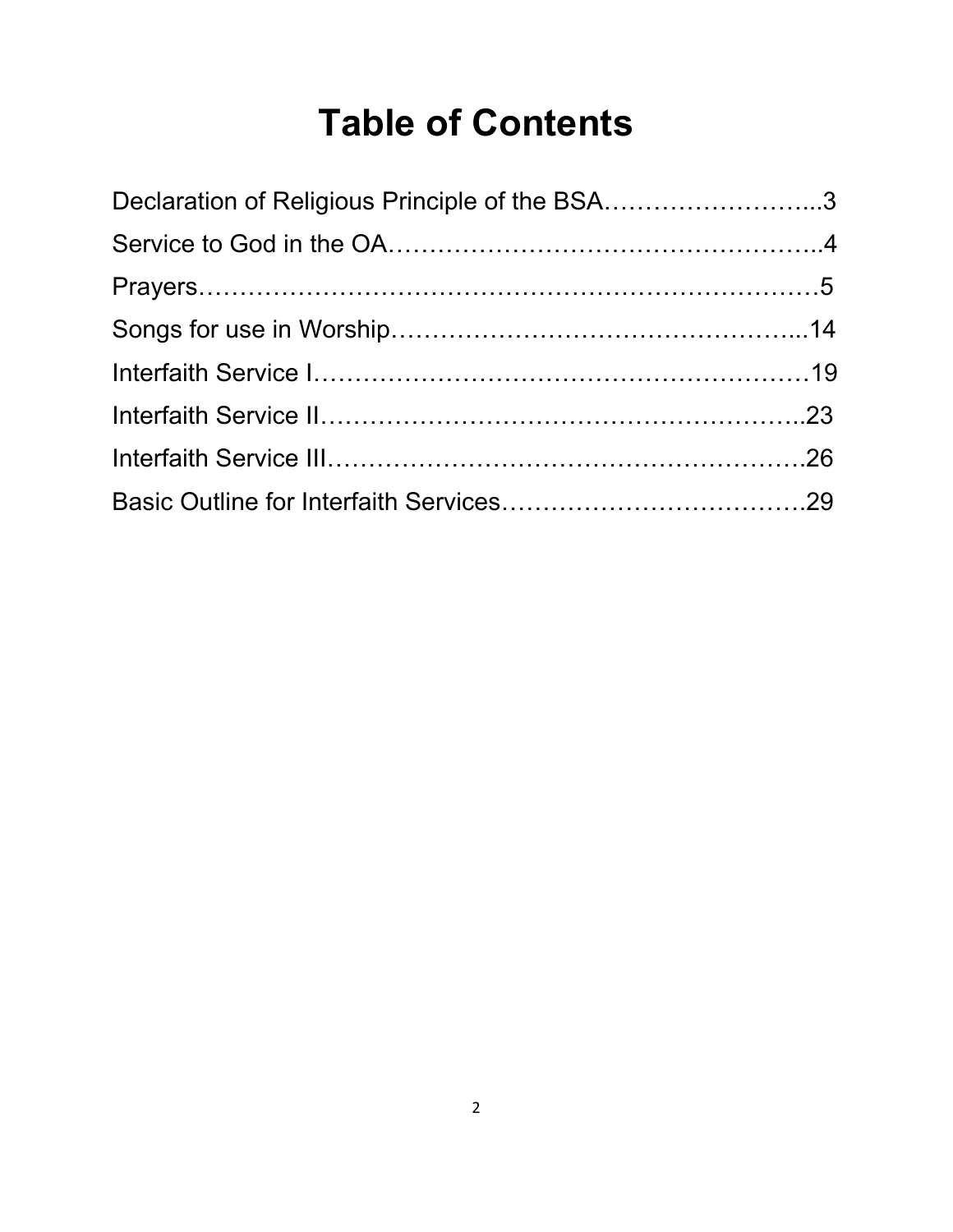# Table of Contents

Declaration of Religious Principle of the BSA……………………...3

Service to God in the OA………………………………………..4

Prayers…………………………………………………………5

Songs for use in Worship……………………………………...14

Interfaith Service I……………………………………………19

Interfaith Service II…………………………………………..23

Interfaith Service III………………………………………….26

Basic Outline for Interfaith Services……………………………….29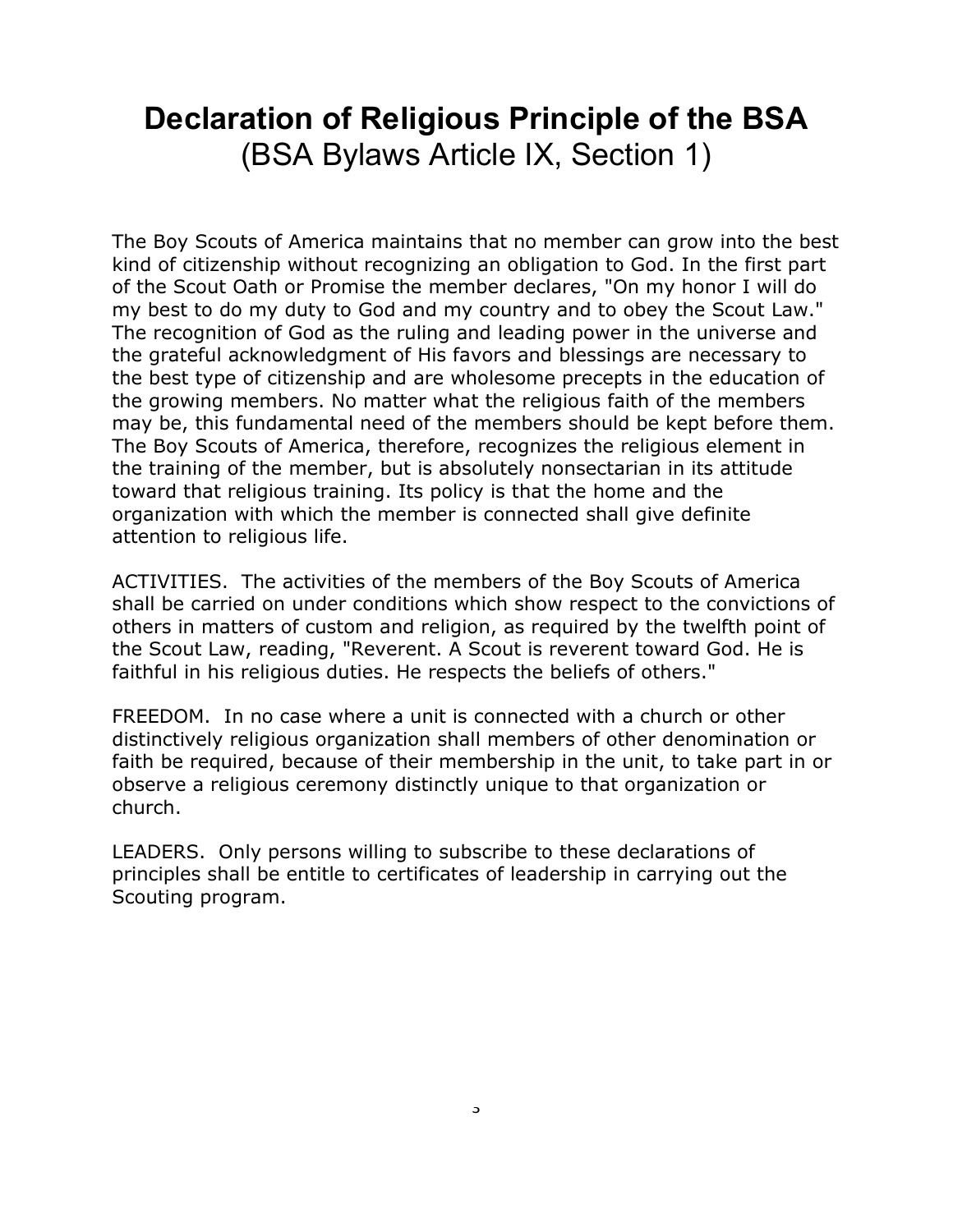# Declaration of Religious Principle of the BSA

(BSA Bylaws Article IX, Section 1)

The Boy Scouts of America maintains that no member can grow into the best kind of citizenship without recognizing an obligation to God. In the first part of the Scout Oath or Promise the member declares, "On my honor I will do my best to do my duty to God and my country and to obey the Scout Law." The recognition of God as the ruling and leading power in the universe and the grateful acknowledgment of His favors and blessings are necessary to the best type of citizenship and are wholesome precepts in the education of the growing members. No matter what the religious faith of the members may be, this fundamental need of the members should be kept before them. The Boy Scouts of America, therefore, recognizes the religious element in the training of the member, but is absolutely nonsectarian in its attitude toward that religious training. Its policy is that the home and the organization with which the member is connected shall give definite attention to religious life.

ACTIVITIES. The activities of the members of the Boy Scouts of America shall be carried on under conditions which show respect to the convictions of others in matters of custom and religion, as required by the twelfth point of the Scout Law, reading, "Reverent. A Scout is reverent toward God. He is faithful in his religious duties. He respects the beliefs of others."

FREEDOM. In no case where a unit is connected with a church or other distinctively religious organization shall members of other denomination or faith be required, because of their membership in the unit, to take part in or observe a religious ceremony distinctly unique to that organization or church.

LEADERS. Only persons willing to subscribe to these declarations of principles shall be entitle to certificates of leadership in carrying out the Scouting program.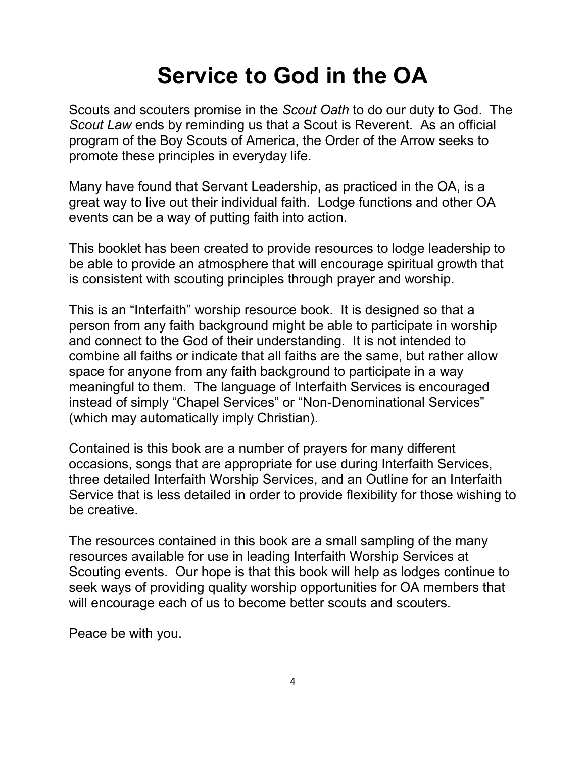# Service to God in the OA

Scouts and scouters promise in the *Scout Oath* to do our duty to God. The *Scout Law* ends by reminding us that a Scout is Reverent. As an official program of the Boy Scouts of America, the Order of the Arrow seeks to promote these principles in everyday life.

Many have found that Servant Leadership, as practiced in the OA, is a great way to live out their individual faith. Lodge functions and other OA events can be a way of putting faith into action.

This booklet has been created to provide resources to lodge leadership to be able to provide an atmosphere that will encourage spiritual growth that is consistent with scouting principles through prayer and worship.

This is an "Interfaith" worship resource book. It is designed so that a person from any faith background might be able to participate in worship and connect to the God of their understanding. It is not intended to combine all faiths or indicate that all faiths are the same, but rather allow space for anyone from any faith background to participate in a way meaningful to them. The language of Interfaith Services is encouraged instead of simply "Chapel Services" or "Non-Denominational Services" (which may automatically imply Christian).

Contained is this book are a number of prayers for many different occasions, songs that are appropriate for use during Interfaith Services, three detailed Interfaith Worship Services, and an Outline for an Interfaith Service that is less detailed in order to provide flexibility for those wishing to be creative.

The resources contained in this book are a small sampling of the many resources available for use in leading Interfaith Worship Services at Scouting events. Our hope is that this book will help as lodges continue to seek ways of providing quality worship opportunities for OA members that will encourage each of us to become better scouts and scouters.

Peace be with you.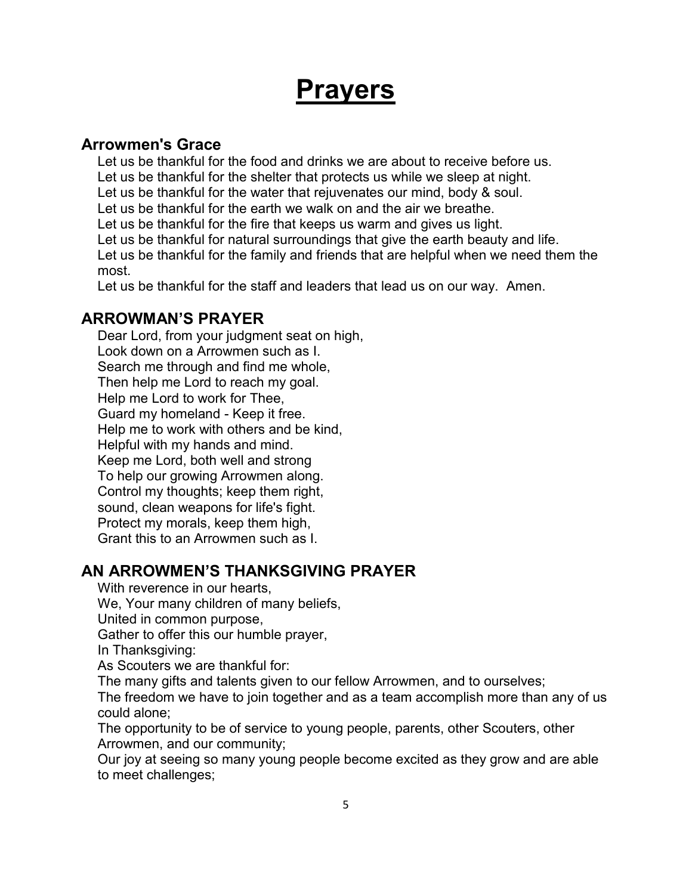# Prayers

## Arrowmen's Grace

Let us be thankful for the food and drinks we are about to receive before us.
Let us be thankful for the shelter that protects us while we sleep at night.
Let us be thankful for the water that rejuvenates our mind, body & soul.
Let us be thankful for the earth we walk on and the air we breathe.
Let us be thankful for the fire that keeps us warm and gives us light.
Let us be thankful for natural surroundings that give the earth beauty and life.
Let us be thankful for the family and friends that are helpful when we need them the most.
Let us be thankful for the staff and leaders that lead us on our way. Amen.

## ARROWMAN'S PRAYER

Dear Lord, from your judgment seat on high,
Look down on a Arrowmen such as I.
Search me through and find me whole,
Then help me Lord to reach my goal.
Help me Lord to work for Thee,
Guard my homeland - Keep it free.
Help me to work with others and be kind,
Helpful with my hands and mind.
Keep me Lord, both well and strong
To help our growing Arrowmen along.
Control my thoughts; keep them right,
sound, clean weapons for life's fight.
Protect my morals, keep them high,
Grant this to an Arrowmen such as I.

## AN ARROWMEN'S THANKSGIVING PRAYER

With reverence in our hearts,
We, Your many children of many beliefs,
United in common purpose,
Gather to offer this our humble prayer,
In Thanksgiving:
As Scouters we are thankful for:
The many gifts and talents given to our fellow Arrowmen, and to ourselves;
The freedom we have to join together and as a team accomplish more than any of us could alone;
The opportunity to be of service to young people, parents, other Scouters, other Arrowmen, and our community;
Our joy at seeing so many young people become excited as they grow and are able to meet challenges;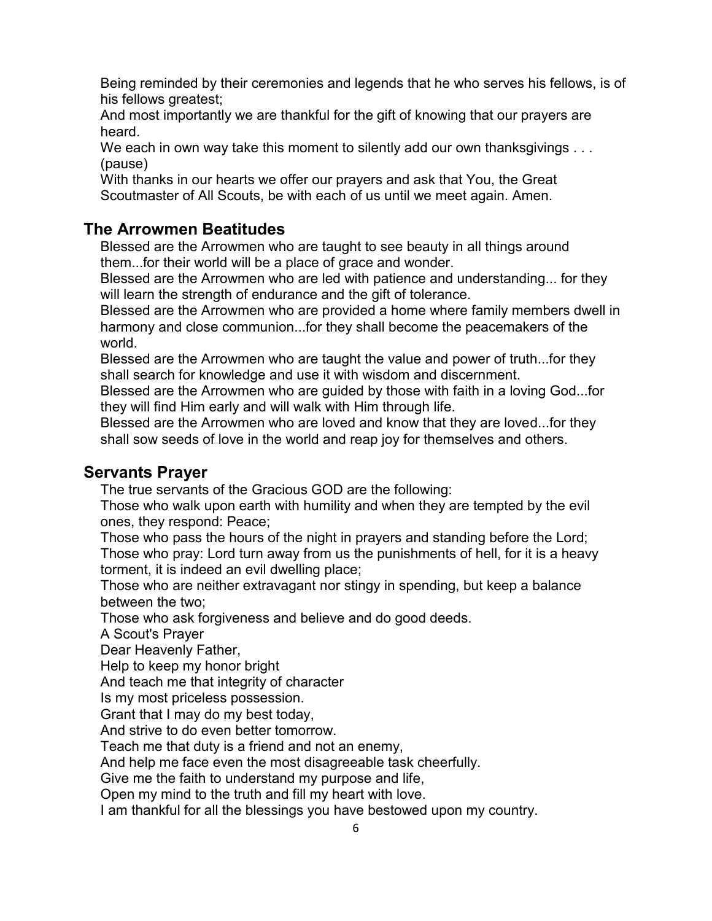Being reminded by their ceremonies and legends that he who serves his fellows, is of his fellows greatest;
And most importantly we are thankful for the gift of knowing that our prayers are heard.
We each in own way take this moment to silently add our own thanksgivings . . . (pause)
With thanks in our hearts we offer our prayers and ask that You, the Great Scoutmaster of All Scouts, be with each of us until we meet again. Amen.

## The Arrowmen Beatitudes

Blessed are the Arrowmen who are taught to see beauty in all things around them...for their world will be a place of grace and wonder.
Blessed are the Arrowmen who are led with patience and understanding... for they will learn the strength of endurance and the gift of tolerance.
Blessed are the Arrowmen who are provided a home where family members dwell in harmony and close communion...for they shall become the peacemakers of the world.
Blessed are the Arrowmen who are taught the value and power of truth...for they shall search for knowledge and use it with wisdom and discernment.
Blessed are the Arrowmen who are guided by those with faith in a loving God...for they will find Him early and will walk with Him through life.
Blessed are the Arrowmen who are loved and know that they are loved...for they shall sow seeds of love in the world and reap joy for themselves and others.

## Servants Prayer

The true servants of the Gracious GOD are the following:
Those who walk upon earth with humility and when they are tempted by the evil ones, they respond: Peace;
Those who pass the hours of the night in prayers and standing before the Lord;
Those who pray: Lord turn away from us the punishments of hell, for it is a heavy torment, it is indeed an evil dwelling place;
Those who are neither extravagant nor stingy in spending, but keep a balance between the two;
Those who ask forgiveness and believe and do good deeds.
A Scout's Prayer
Dear Heavenly Father,
Help to keep my honor bright
And teach me that integrity of character
Is my most priceless possession.
Grant that I may do my best today,
And strive to do even better tomorrow.
Teach me that duty is a friend and not an enemy,
And help me face even the most disagreeable task cheerfully.
Give me the faith to understand my purpose and life,
Open my mind to the truth and fill my heart with love.
I am thankful for all the blessings you have bestowed upon my country.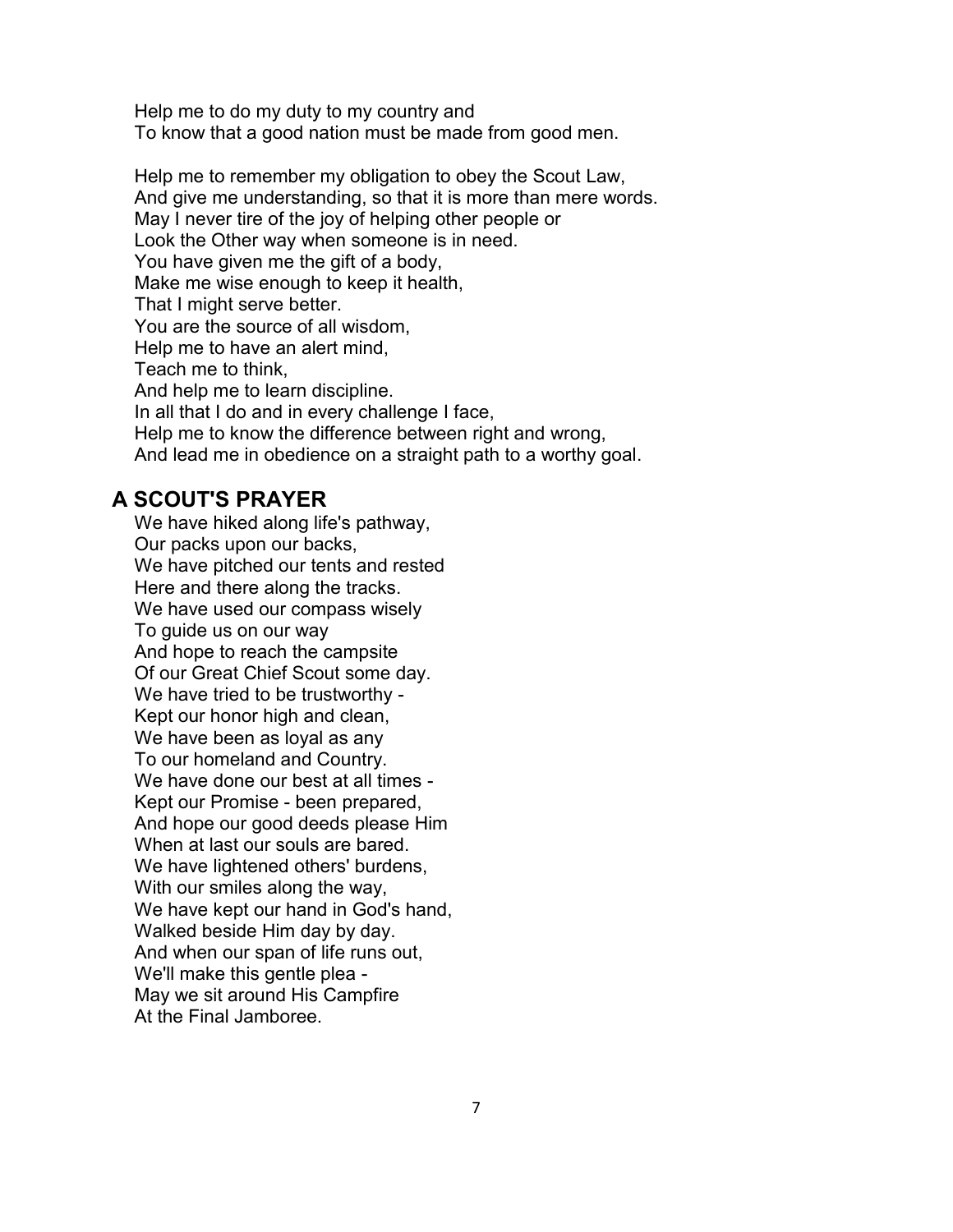Help me to do my duty to my country and  
To know that a good nation must be made from good men.

Help me to remember my obligation to obey the Scout Law,  
And give me understanding, so that it is more than mere words.  
May I never tire of the joy of helping other people or  
Look the Other way when someone is in need.  
You have given me the gift of a body,  
Make me wise enough to keep it health,  
That I might serve better.  
You are the source of all wisdom,  
Help me to have an alert mind,  
Teach me to think,  
And help me to learn discipline.  
In all that I do and in every challenge I face,  
Help me to know the difference between right and wrong,  
And lead me in obedience on a straight path to a worthy goal.

## A SCOUT'S PRAYER

We have hiked along life's pathway,  
Our packs upon our backs,  
We have pitched our tents and rested  
Here and there along the tracks.  
We have used our compass wisely  
To guide us on our way  
And hope to reach the campsite  
Of our Great Chief Scout some day.  
We have tried to be trustworthy -  
Kept our honor high and clean,  
We have been as loyal as any  
To our homeland and Country.  
We have done our best at all times -  
Kept our Promise - been prepared,  
And hope our good deeds please Him  
When at last our souls are bared.  
We have lightened others' burdens,  
With our smiles along the way,  
We have kept our hand in God's hand,  
Walked beside Him day by day.  
And when our span of life runs out,  
We'll make this gentle plea -  
May we sit around His Campfire  
At the Final Jamboree.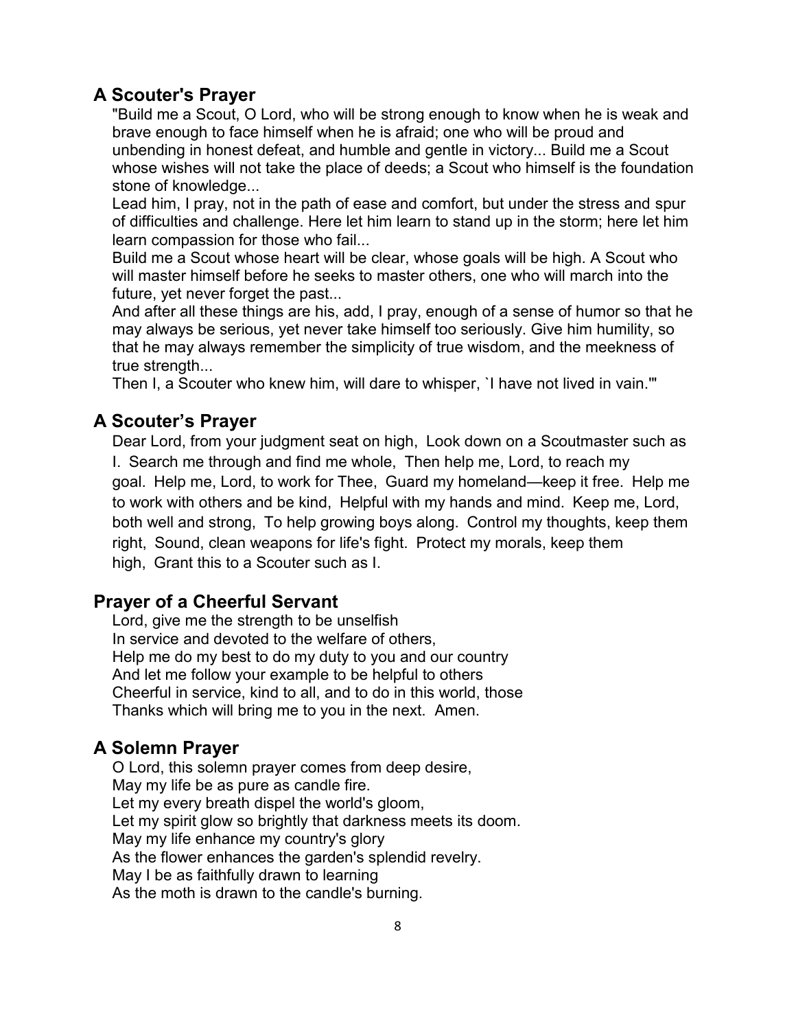## A Scouter's Prayer

"Build me a Scout, O Lord, who will be strong enough to know when he is weak and brave enough to face himself when he is afraid; one who will be proud and unbending in honest defeat, and humble and gentle in victory... Build me a Scout whose wishes will not take the place of deeds; a Scout who himself is the foundation stone of knowledge...

Lead him, I pray, not in the path of ease and comfort, but under the stress and spur of difficulties and challenge. Here let him learn to stand up in the storm; here let him learn compassion for those who fail...

Build me a Scout whose heart will be clear, whose goals will be high. A Scout who will master himself before he seeks to master others, one who will march into the future, yet never forget the past...

And after all these things are his, add, I pray, enough of a sense of humor so that he may always be serious, yet never take himself too seriously. Give him humility, so that he may always remember the simplicity of true wisdom, and the meekness of true strength...

Then I, a Scouter who knew him, will dare to whisper, `I have not lived in vain.'"

## A Scouter's Prayer

Dear Lord, from your judgment seat on high, Look down on a Scoutmaster such as I. Search me through and find me whole, Then help me, Lord, to reach my goal. Help me, Lord, to work for Thee, Guard my homeland—keep it free. Help me to work with others and be kind, Helpful with my hands and mind. Keep me, Lord, both well and strong, To help growing boys along. Control my thoughts, keep them right, Sound, clean weapons for life's fight. Protect my morals, keep them high, Grant this to a Scouter such as I.

## Prayer of a Cheerful Servant

Lord, give me the strength to be unselfish  
In service and devoted to the welfare of others,  
Help me do my best to do my duty to you and our country  
And let me follow your example to be helpful to others  
Cheerful in service, kind to all, and to do in this world, those  
Thanks which will bring me to you in the next. Amen.

## A Solemn Prayer

O Lord, this solemn prayer comes from deep desire,  
May my life be as pure as candle fire.  
Let my every breath dispel the world's gloom,  
Let my spirit glow so brightly that darkness meets its doom.  
May my life enhance my country's glory  
As the flower enhances the garden's splendid revelry.  
May I be as faithfully drawn to learning  
As the moth is drawn to the candle's burning.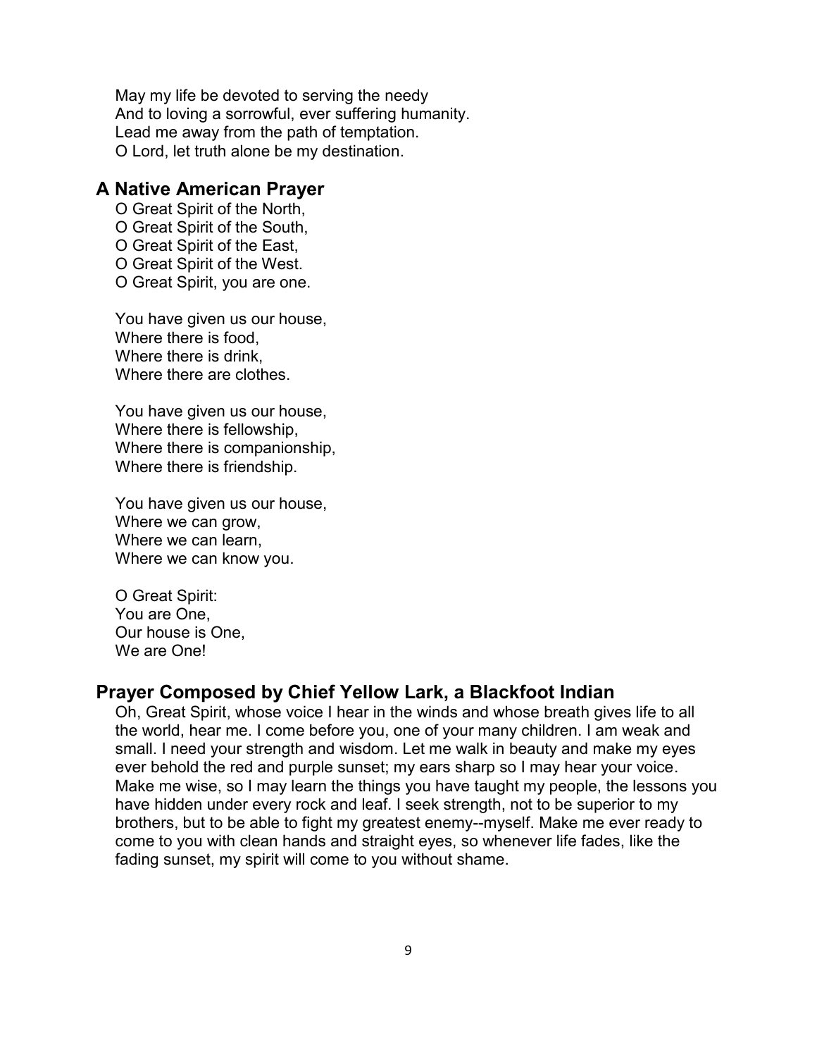May my life be devoted to serving the needy  
And to loving a sorrowful, ever suffering humanity.  
Lead me away from the path of temptation.  
O Lord, let truth alone be my destination.

## A Native American Prayer

O Great Spirit of the North,  
O Great Spirit of the South,  
O Great Spirit of the East,  
O Great Spirit of the West.  
O Great Spirit, you are one.

You have given us our house,  
Where there is food,  
Where there is drink,  
Where there are clothes.

You have given us our house,  
Where there is fellowship,  
Where there is companionship,  
Where there is friendship.

You have given us our house,  
Where we can grow,  
Where we can learn,  
Where we can know you.

O Great Spirit:  
You are One,  
Our house is One,  
We are One!

## Prayer Composed by Chief Yellow Lark, a Blackfoot Indian

Oh, Great Spirit, whose voice I hear in the winds and whose breath gives life to all the world, hear me. I come before you, one of your many children. I am weak and small. I need your strength and wisdom. Let me walk in beauty and make my eyes ever behold the red and purple sunset; my ears sharp so I may hear your voice. Make me wise, so I may learn the things you have taught my people, the lessons you have hidden under every rock and leaf. I seek strength, not to be superior to my brothers, but to be able to fight my greatest enemy--myself. Make me ever ready to come to you with clean hands and straight eyes, so whenever life fades, like the fading sunset, my spirit will come to you without shame.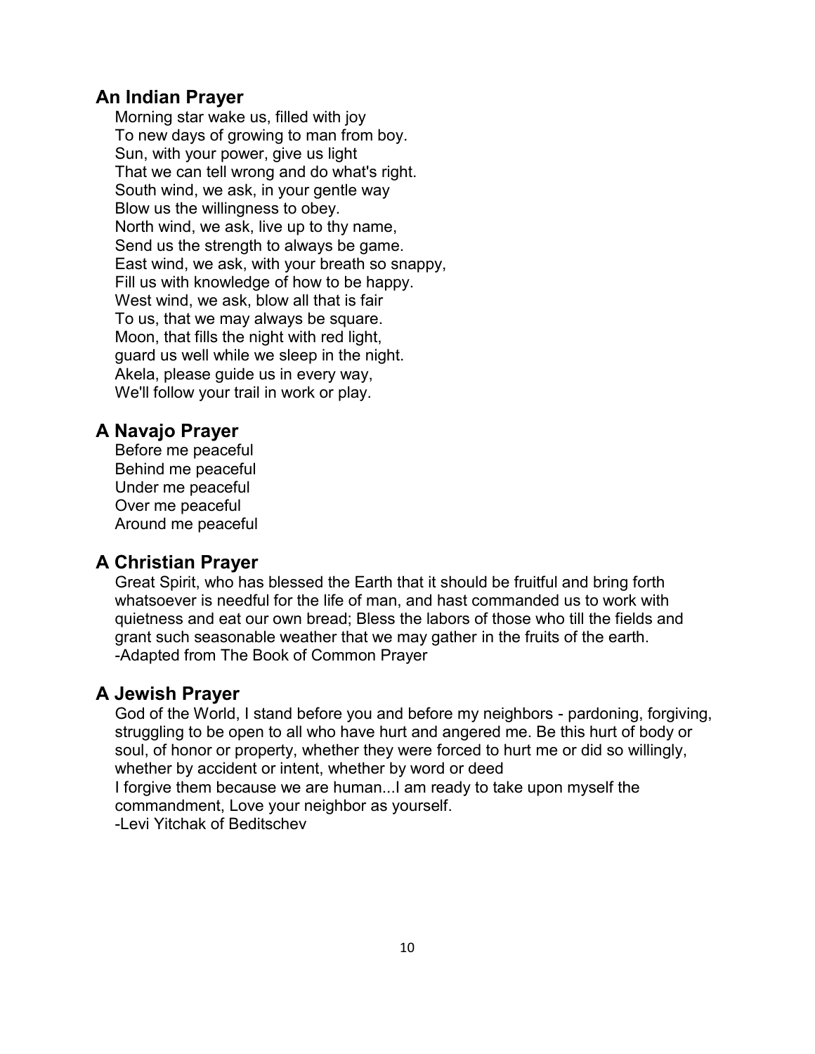## An Indian Prayer

Morning star wake us, filled with joy
To new days of growing to man from boy.
Sun, with your power, give us light
That we can tell wrong and do what's right.
South wind, we ask, in your gentle way
Blow us the willingness to obey.
North wind, we ask, live up to thy name,
Send us the strength to always be game.
East wind, we ask, with your breath so snappy,
Fill us with knowledge of how to be happy.
West wind, we ask, blow all that is fair
To us, that we may always be square.
Moon, that fills the night with red light,
guard us well while we sleep in the night.
Akela, please guide us in every way,
We'll follow your trail in work or play.

## A Navajo Prayer

Before me peaceful
Behind me peaceful
Under me peaceful
Over me peaceful
Around me peaceful

## A Christian Prayer

Great Spirit, who has blessed the Earth that it should be fruitful and bring forth whatsoever is needful for the life of man, and hast commanded us to work with quietness and eat our own bread; Bless the labors of those who till the fields and grant such seasonable weather that we may gather in the fruits of the earth.
-Adapted from The Book of Common Prayer

## A Jewish Prayer

God of the World, I stand before you and before my neighbors - pardoning, forgiving, struggling to be open to all who have hurt and angered me. Be this hurt of body or soul, of honor or property, whether they were forced to hurt me or did so willingly, whether by accident or intent, whether by word or deed
I forgive them because we are human...I am ready to take upon myself the commandment, Love your neighbor as yourself.
-Levi Yitchak of Beditschev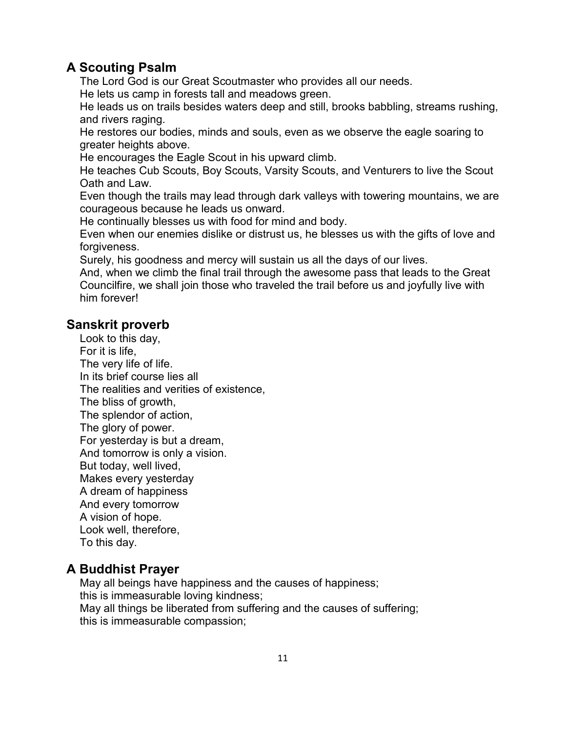## A Scouting Psalm

The Lord God is our Great Scoutmaster who provides all our needs.
He lets us camp in forests tall and meadows green.
He leads us on trails besides waters deep and still, brooks babbling, streams rushing, and rivers raging.
He restores our bodies, minds and souls, even as we observe the eagle soaring to greater heights above.
He encourages the Eagle Scout in his upward climb.
He teaches Cub Scouts, Boy Scouts, Varsity Scouts, and Venturers to live the Scout Oath and Law.
Even though the trails may lead through dark valleys with towering mountains, we are courageous because he leads us onward.
He continually blesses us with food for mind and body.
Even when our enemies dislike or distrust us, he blesses us with the gifts of love and forgiveness.
Surely, his goodness and mercy will sustain us all the days of our lives.
And, when we climb the final trail through the awesome pass that leads to the Great Councilfire, we shall join those who traveled the trail before us and joyfully live with him forever!

## Sanskrit proverb

Look to this day,
For it is life,
The very life of life.
In its brief course lies all
The realities and verities of existence,
The bliss of growth,
The splendor of action,
The glory of power.
For yesterday is but a dream,
And tomorrow is only a vision.
But today, well lived,
Makes every yesterday
A dream of happiness
And every tomorrow
A vision of hope.
Look well, therefore,
To this day.

## A Buddhist Prayer

May all beings have happiness and the causes of happiness;
this is immeasurable loving kindness;
May all things be liberated from suffering and the causes of suffering;
this is immeasurable compassion;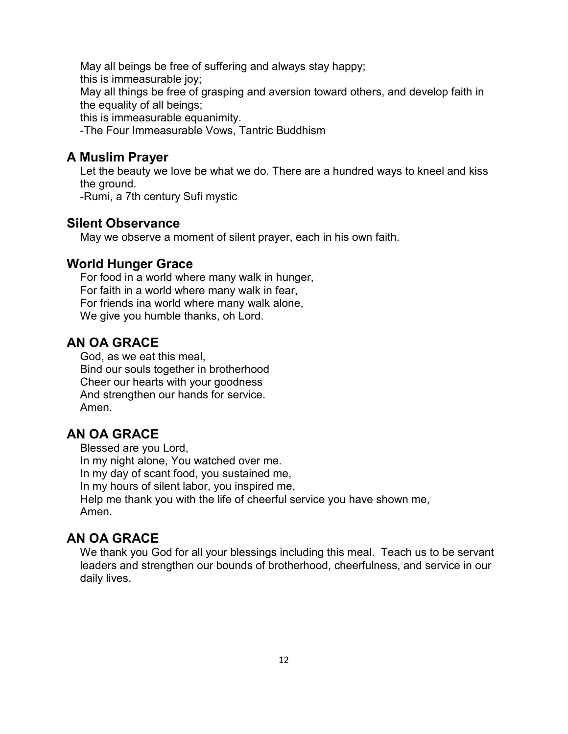May all beings be free of suffering and always stay happy;
this is immeasurable joy;
May all things be free of grasping and aversion toward others, and develop faith in the equality of all beings;
this is immeasurable equanimity.
-The Four Immeasurable Vows, Tantric Buddhism

## A Muslim Prayer

Let the beauty we love be what we do. There are a hundred ways to kneel and kiss the ground.
-Rumi, a 7th century Sufi mystic

## Silent Observance

May we observe a moment of silent prayer, each in his own faith.

## World Hunger Grace

For food in a world where many walk in hunger,
For faith in a world where many walk in fear,
For friends ina world where many walk alone,
We give you humble thanks, oh Lord.

## AN OA GRACE

God, as we eat this meal,
Bind our souls together in brotherhood
Cheer our hearts with your goodness
And strengthen our hands for service.
Amen.

## AN OA GRACE

Blessed are you Lord,
In my night alone, You watched over me.
In my day of scant food, you sustained me,
In my hours of silent labor, you inspired me,
Help me thank you with the life of cheerful service you have shown me,
Amen.

## AN OA GRACE

We thank you God for all your blessings including this meal. Teach us to be servant leaders and strengthen our bounds of brotherhood, cheerfulness, and service in our daily lives.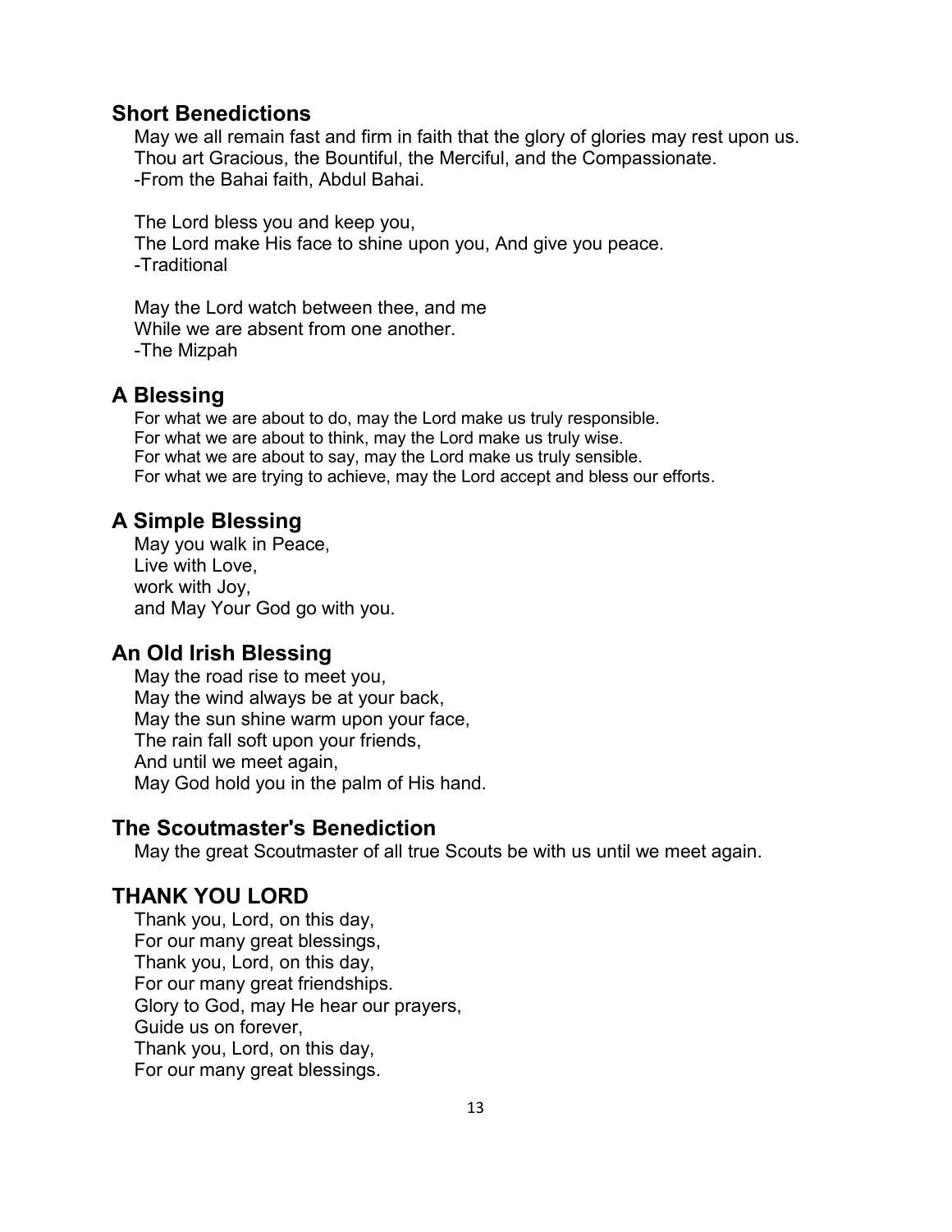## Short Benedictions

May we all remain fast and firm in faith that the glory of glories may rest upon us.
Thou art Gracious, the Bountiful, the Merciful, and the Compassionate.
-From the Bahai faith, Abdul Bahai.

The Lord bless you and keep you,
The Lord make His face to shine upon you, And give you peace.
-Traditional

May the Lord watch between thee, and me
While we are absent from one another.
-The Mizpah

## A Blessing

For what we are about to do, may the Lord make us truly responsible.
For what we are about to think, may the Lord make us truly wise.
For what we are about to say, may the Lord make us truly sensible.
For what we are trying to achieve, may the Lord accept and bless our efforts.

## A Simple Blessing

May you walk in Peace,
Live with Love,
work with Joy,
and May Your God go with you.

## An Old Irish Blessing

May the road rise to meet you,
May the wind always be at your back,
May the sun shine warm upon your face,
The rain fall soft upon your friends,
And until we meet again,
May God hold you in the palm of His hand.

## The Scoutmaster's Benediction

May the great Scoutmaster of all true Scouts be with us until we meet again.

## THANK YOU LORD

Thank you, Lord, on this day,
For our many great blessings,
Thank you, Lord, on this day,
For our many great friendships.
Glory to God, may He hear our prayers,
Guide us on forever,
Thank you, Lord, on this day,
For our many great blessings.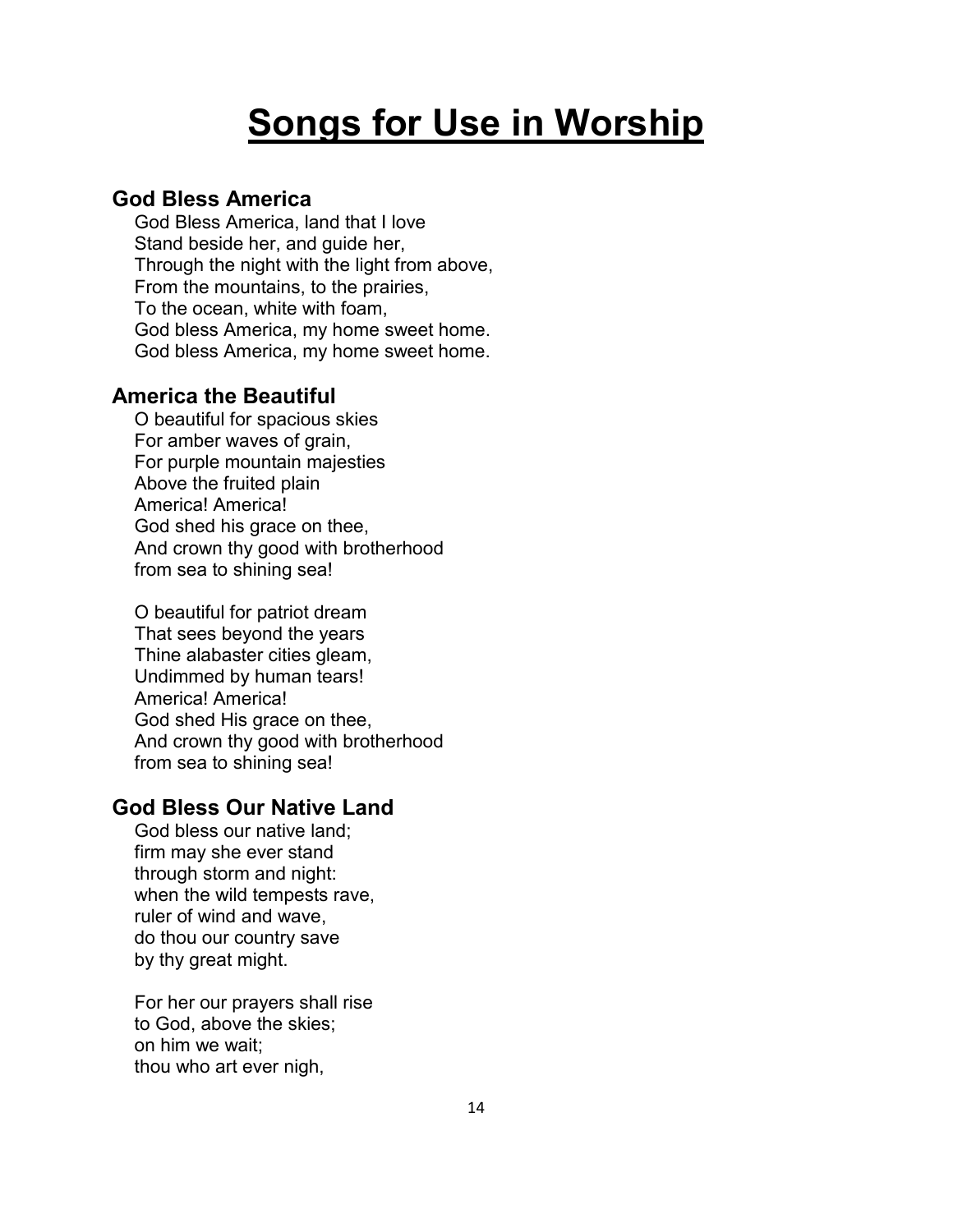# Songs for Use in Worship

### God Bless America

God Bless America, land that I love  
Stand beside her, and guide her,  
Through the night with the light from above,  
From the mountains, to the prairies,  
To the ocean, white with foam,  
God bless America, my home sweet home.  
God bless America, my home sweet home.

### America the Beautiful

O beautiful for spacious skies  
For amber waves of grain,  
For purple mountain majesties  
Above the fruited plain  
America! America!  
God shed his grace on thee,  
And crown thy good with brotherhood  
from sea to shining sea!

O beautiful for patriot dream  
That sees beyond the years  
Thine alabaster cities gleam,  
Undimmed by human tears!  
America! America!  
God shed His grace on thee,  
And crown thy good with brotherhood  
from sea to shining sea!

### God Bless Our Native Land

God bless our native land;  
firm may she ever stand  
through storm and night:  
when the wild tempests rave,  
ruler of wind and wave,  
do thou our country save  
by thy great might.

For her our prayers shall rise  
to God, above the skies;  
on him we wait;  
thou who art ever nigh,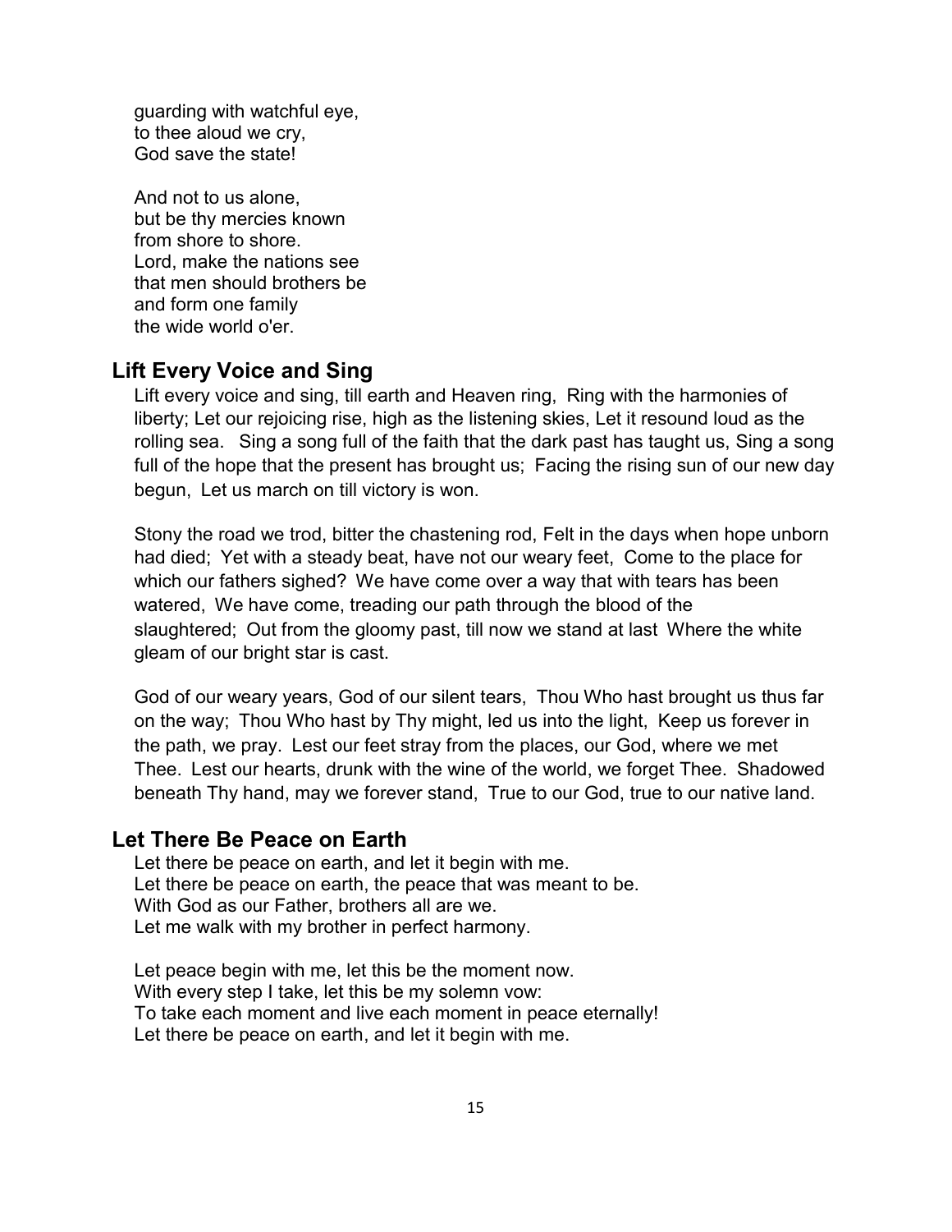guarding with watchful eye,
to thee aloud we cry,
God save the state!

And not to us alone,
but be thy mercies known
from shore to shore.
Lord, make the nations see
that men should brothers be
and form one family
the wide world o'er.

## Lift Every Voice and Sing

Lift every voice and sing, till earth and Heaven ring, Ring with the harmonies of liberty; Let our rejoicing rise, high as the listening skies, Let it resound loud as the rolling sea. Sing a song full of the faith that the dark past has taught us, Sing a song full of the hope that the present has brought us; Facing the rising sun of our new day begun, Let us march on till victory is won.

Stony the road we trod, bitter the chastening rod, Felt in the days when hope unborn had died; Yet with a steady beat, have not our weary feet, Come to the place for which our fathers sighed? We have come over a way that with tears has been watered, We have come, treading our path through the blood of the slaughtered; Out from the gloomy past, till now we stand at last Where the white gleam of our bright star is cast.

God of our weary years, God of our silent tears, Thou Who hast brought us thus far on the way; Thou Who hast by Thy might, led us into the light, Keep us forever in the path, we pray. Lest our feet stray from the places, our God, where we met Thee. Lest our hearts, drunk with the wine of the world, we forget Thee. Shadowed beneath Thy hand, may we forever stand, True to our God, true to our native land.

## Let There Be Peace on Earth

Let there be peace on earth, and let it begin with me.
Let there be peace on earth, the peace that was meant to be.
With God as our Father, brothers all are we.
Let me walk with my brother in perfect harmony.

Let peace begin with me, let this be the moment now.
With every step I take, let this be my solemn vow:
To take each moment and live each moment in peace eternally!
Let there be peace on earth, and let it begin with me.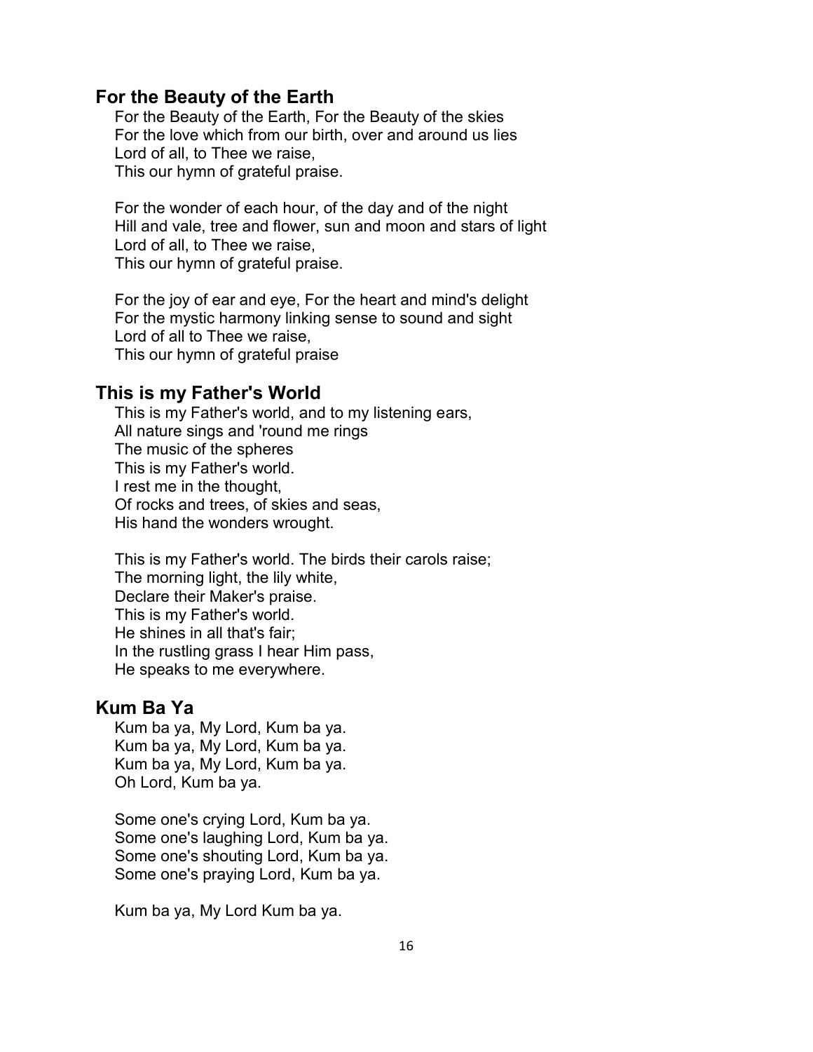## For the Beauty of the Earth

For the Beauty of the Earth, For the Beauty of the skies
For the love which from our birth, over and around us lies
Lord of all, to Thee we raise,
This our hymn of grateful praise.

For the wonder of each hour, of the day and of the night
Hill and vale, tree and flower, sun and moon and stars of light
Lord of all, to Thee we raise,
This our hymn of grateful praise.

For the joy of ear and eye, For the heart and mind's delight
For the mystic harmony linking sense to sound and sight
Lord of all to Thee we raise,
This our hymn of grateful praise

## This is my Father's World

This is my Father's world, and to my listening ears,
All nature sings and 'round me rings
The music of the spheres
This is my Father's world.
I rest me in the thought,
Of rocks and trees, of skies and seas,
His hand the wonders wrought.

This is my Father's world. The birds their carols raise;
The morning light, the lily white,
Declare their Maker's praise.
This is my Father's world.
He shines in all that's fair;
In the rustling grass I hear Him pass,
He speaks to me everywhere.

## Kum Ba Ya

Kum ba ya, My Lord, Kum ba ya.
Kum ba ya, My Lord, Kum ba ya.
Kum ba ya, My Lord, Kum ba ya.
Oh Lord, Kum ba ya.

Some one's crying Lord, Kum ba ya.
Some one's laughing Lord, Kum ba ya.
Some one's shouting Lord, Kum ba ya.
Some one's praying Lord, Kum ba ya.

Kum ba ya, My Lord Kum ba ya.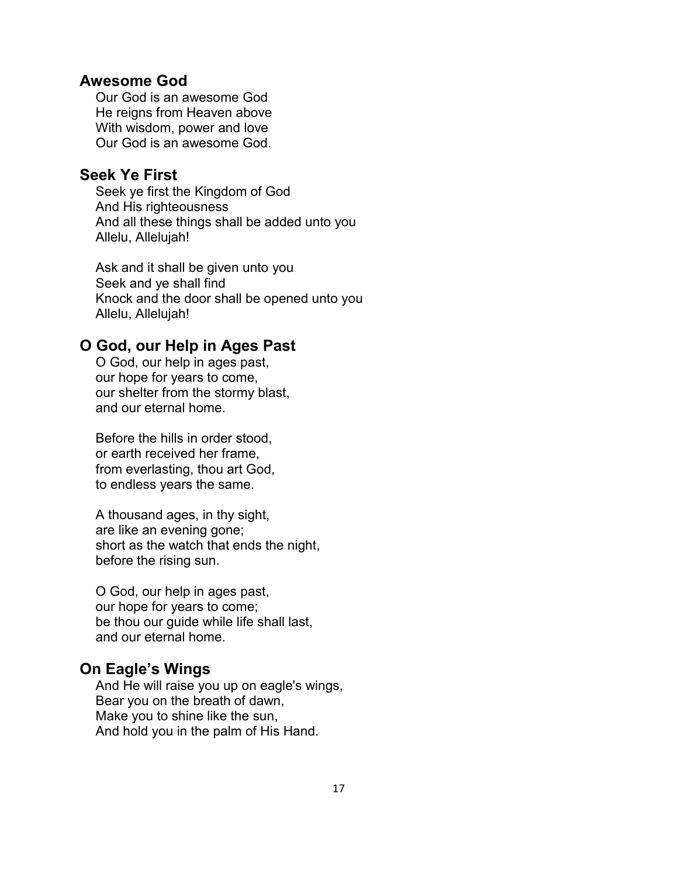## Awesome God

Our God is an awesome God
He reigns from Heaven above
With wisdom, power and love
Our God is an awesome God.

## Seek Ye First

Seek ye first the Kingdom of God
And His righteousness
And all these things shall be added unto you
Allelu, Allelujah!

Ask and it shall be given unto you
Seek and ye shall find
Knock and the door shall be opened unto you
Allelu, Allelujah!

## O God, our Help in Ages Past

O God, our help in ages past,
our hope for years to come,
our shelter from the stormy blast,
and our eternal home.

Before the hills in order stood,
or earth received her frame,
from everlasting, thou art God,
to endless years the same.

A thousand ages, in thy sight,
are like an evening gone;
short as the watch that ends the night,
before the rising sun.

O God, our help in ages past,
our hope for years to come;
be thou our guide while life shall last,
and our eternal home.

## On Eagle's Wings

And He will raise you up on eagle's wings,
Bear you on the breath of dawn,
Make you to shine like the sun,
And hold you in the palm of His Hand.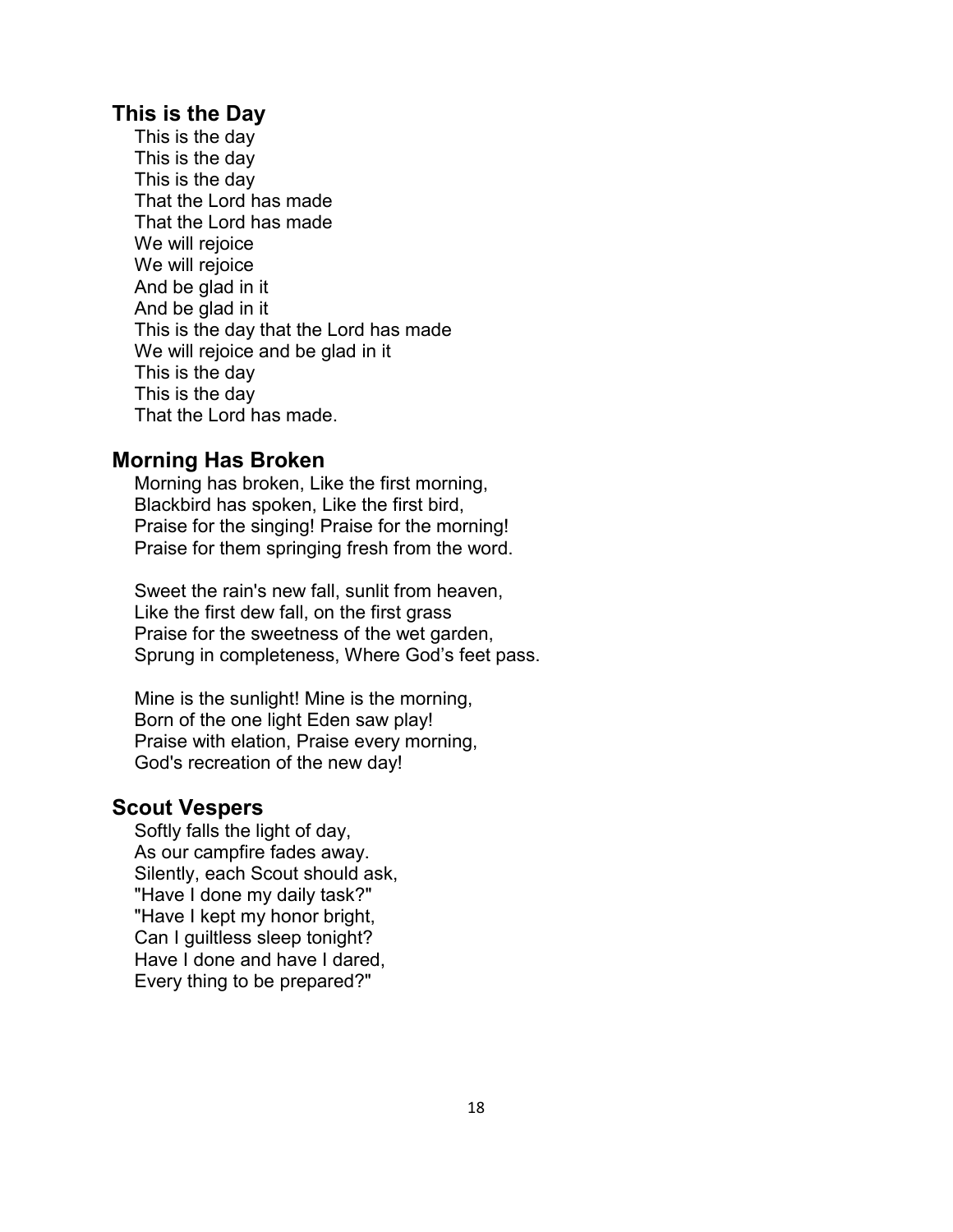## This is the Day

This is the day  
This is the day  
This is the day  
That the Lord has made  
That the Lord has made  
We will rejoice  
We will rejoice  
And be glad in it  
And be glad in it  
This is the day that the Lord has made  
We will rejoice and be glad in it  
This is the day  
This is the day  
That the Lord has made.

## Morning Has Broken

Morning has broken, Like the first morning,  
Blackbird has spoken, Like the first bird,  
Praise for the singing! Praise for the morning!  
Praise for them springing fresh from the word.

Sweet the rain's new fall, sunlit from heaven,  
Like the first dew fall, on the first grass  
Praise for the sweetness of the wet garden,  
Sprung in completeness, Where God's feet pass.

Mine is the sunlight! Mine is the morning,  
Born of the one light Eden saw play!  
Praise with elation, Praise every morning,  
God's recreation of the new day!

## Scout Vespers

Softly falls the light of day,  
As our campfire fades away.  
Silently, each Scout should ask,  
"Have I done my daily task?"  
"Have I kept my honor bright,  
Can I guiltless sleep tonight?  
Have I done and have I dared,  
Every thing to be prepared?"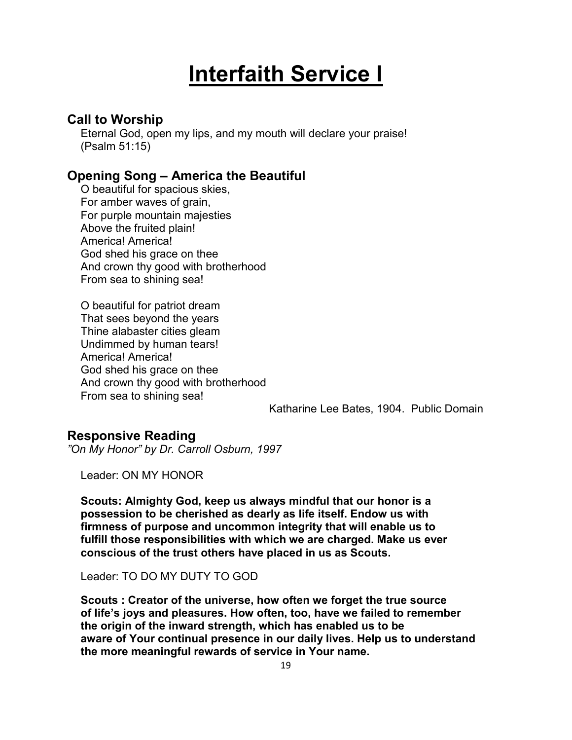# Interfaith Service I

## Call to Worship

Eternal God, open my lips, and my mouth will declare your praise!
(Psalm 51:15)

## Opening Song – America the Beautiful

O beautiful for spacious skies,
For amber waves of grain,
For purple mountain majesties
Above the fruited plain!
America! America!
God shed his grace on thee
And crown thy good with brotherhood
From sea to shining sea!

O beautiful for patriot dream
That sees beyond the years
Thine alabaster cities gleam
Undimmed by human tears!
America! America!
God shed his grace on thee
And crown thy good with brotherhood
From sea to shining sea!

Katharine Lee Bates, 1904. Public Domain

## Responsive Reading

*"On My Honor" by Dr. Carroll Osburn, 1997*

Leader: ON MY HONOR

**Scouts: Almighty God, keep us always mindful that our honor is a possession to be cherished as dearly as life itself. Endow us with firmness of purpose and uncommon integrity that will enable us to fulfill those responsibilities with which we are charged. Make us ever conscious of the trust others have placed in us as Scouts.**

Leader: TO DO MY DUTY TO GOD

**Scouts : Creator of the universe, how often we forget the true source of life's joys and pleasures. How often, too, have we failed to remember the origin of the inward strength, which has enabled us to be aware of Your continual presence in our daily lives. Help us to understand the more meaningful rewards of service in Your name.**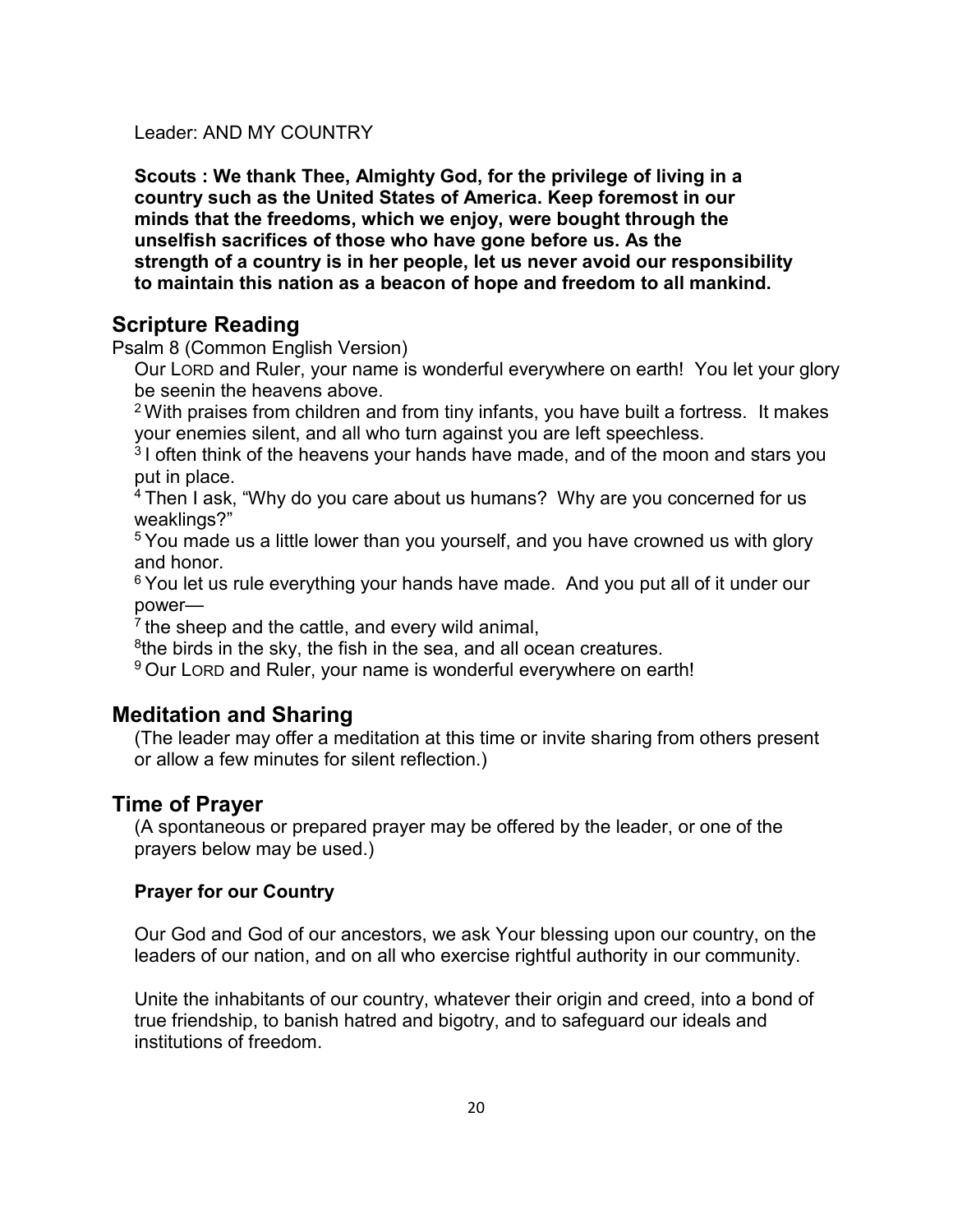Leader: AND MY COUNTRY

**Scouts : We thank Thee, Almighty God, for the privilege of living in a country such as the United States of America. Keep foremost in our minds that the freedoms, which we enjoy, were bought through the unselfish sacrifices of those who have gone before us. As the strength of a country is in her people, let us never avoid our responsibility to maintain this nation as a beacon of hope and freedom to all mankind.**

## Scripture Reading

Psalm 8 (Common English Version)

Our LORD and Ruler, your name is wonderful everywhere on earth! You let your glory be seenin the heavens above.

[2] With praises from children and from tiny infants, you have built a fortress. It makes your enemies silent, and all who turn against you are left speechless.

[3] I often think of the heavens your hands have made, and of the moon and stars you put in place.

[4] Then I ask, "Why do you care about us humans? Why are you concerned for us weaklings?"

[5] You made us a little lower than you yourself, and you have crowned us with glory and honor.

[6] You let us rule everything your hands have made. And you put all of it under our power—

[7] the sheep and the cattle, and every wild animal,

[8]the birds in the sky, the fish in the sea, and all ocean creatures.

[9] Our LORD and Ruler, your name is wonderful everywhere on earth!

## Meditation and Sharing

(The leader may offer a meditation at this time or invite sharing from others present or allow a few minutes for silent reflection.)

## Time of Prayer

(A spontaneous or prepared prayer may be offered by the leader, or one of the prayers below may be used.)

### Prayer for our Country

Our God and God of our ancestors, we ask Your blessing upon our country, on the leaders of our nation, and on all who exercise rightful authority in our community.

Unite the inhabitants of our country, whatever their origin and creed, into a bond of true friendship, to banish hatred and bigotry, and to safeguard our ideals and institutions of freedom.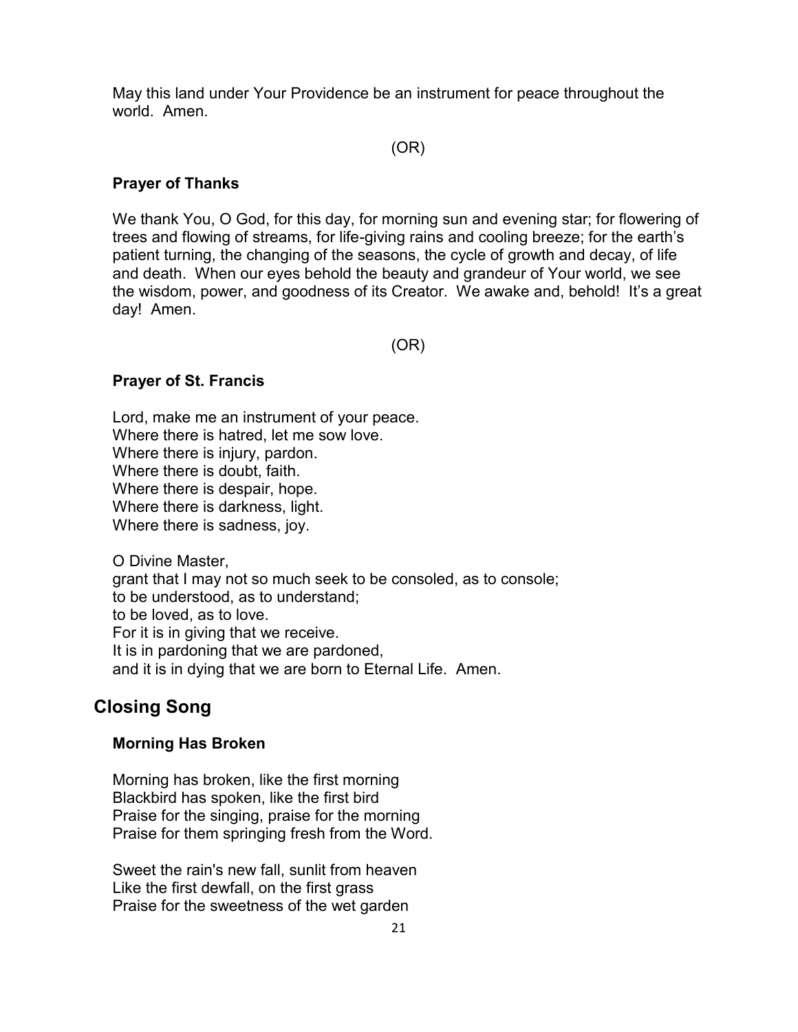May this land under Your Providence be an instrument for peace throughout the world. Amen.

(OR)

### Prayer of Thanks

We thank You, O God, for this day, for morning sun and evening star; for flowering of trees and flowing of streams, for life-giving rains and cooling breeze; for the earth's patient turning, the changing of the seasons, the cycle of growth and decay, of life and death. When our eyes behold the beauty and grandeur of Your world, we see the wisdom, power, and goodness of its Creator. We awake and, behold! It's a great day! Amen.

(OR)

### Prayer of St. Francis

Lord, make me an instrument of your peace.
Where there is hatred, let me sow love.
Where there is injury, pardon.
Where there is doubt, faith.
Where there is despair, hope.
Where there is darkness, light.
Where there is sadness, joy.

O Divine Master,
grant that I may not so much seek to be consoled, as to console;
to be understood, as to understand;
to be loved, as to love.
For it is in giving that we receive.
It is in pardoning that we are pardoned,
and it is in dying that we are born to Eternal Life. Amen.

## Closing Song

### Morning Has Broken

Morning has broken, like the first morning
Blackbird has spoken, like the first bird
Praise for the singing, praise for the morning
Praise for them springing fresh from the Word.

Sweet the rain's new fall, sunlit from heaven
Like the first dewfall, on the first grass
Praise for the sweetness of the wet garden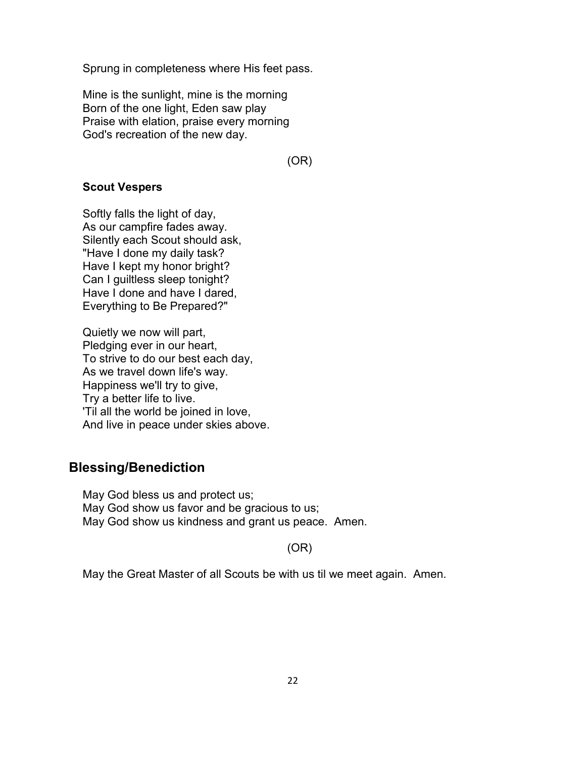Sprung in completeness where His feet pass.

Mine is the sunlight, mine is the morning
Born of the one light, Eden saw play
Praise with elation, praise every morning
God's recreation of the new day.

(OR)

**Scout Vespers**

Softly falls the light of day,
As our campfire fades away.
Silently each Scout should ask,
"Have I done my daily task?
Have I kept my honor bright?
Can I guiltless sleep tonight?
Have I done and have I dared,
Everything to Be Prepared?"

Quietly we now will part,
Pledging ever in our heart,
To strive to do our best each day,
As we travel down life's way.
Happiness we'll try to give,
Try a better life to live.
'Til all the world be joined in love,
And live in peace under skies above.

## Blessing/Benediction

May God bless us and protect us;
May God show us favor and be gracious to us;
May God show us kindness and grant us peace. Amen.

(OR)

May the Great Master of all Scouts be with us til we meet again. Amen.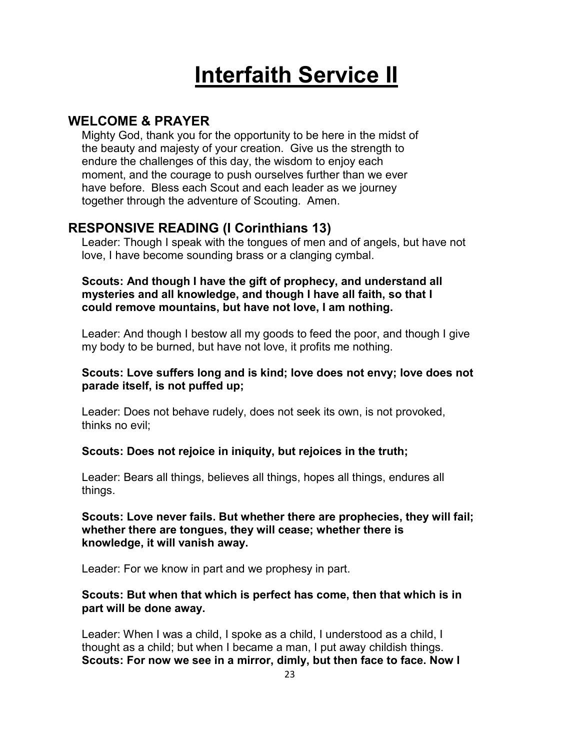# Interfaith Service II

## WELCOME & PRAYER

Mighty God, thank you for the opportunity to be here in the midst of the beauty and majesty of your creation. Give us the strength to endure the challenges of this day, the wisdom to enjoy each moment, and the courage to push ourselves further than we ever have before. Bless each Scout and each leader as we journey together through the adventure of Scouting. Amen.

## RESPONSIVE READING (I Corinthians 13)

Leader: Though I speak with the tongues of men and of angels, but have not love, I have become sounding brass or a clanging cymbal.

**Scouts: And though I have the gift of prophecy, and understand all mysteries and all knowledge, and though I have all faith, so that I could remove mountains, but have not love, I am nothing.**

Leader: And though I bestow all my goods to feed the poor, and though I give my body to be burned, but have not love, it profits me nothing.

**Scouts: Love suffers long and is kind; love does not envy; love does not parade itself, is not puffed up;**

Leader: Does not behave rudely, does not seek its own, is not provoked, thinks no evil;

**Scouts: Does not rejoice in iniquity, but rejoices in the truth;**

Leader: Bears all things, believes all things, hopes all things, endures all things.

**Scouts: Love never fails. But whether there are prophecies, they will fail; whether there are tongues, they will cease; whether there is knowledge, it will vanish away.**

Leader: For we know in part and we prophesy in part.

**Scouts: But when that which is perfect has come, then that which is in part will be done away.**

Leader: When I was a child, I spoke as a child, I understood as a child, I thought as a child; but when I became a man, I put away childish things.
**Scouts: For now we see in a mirror, dimly, but then face to face. Now I**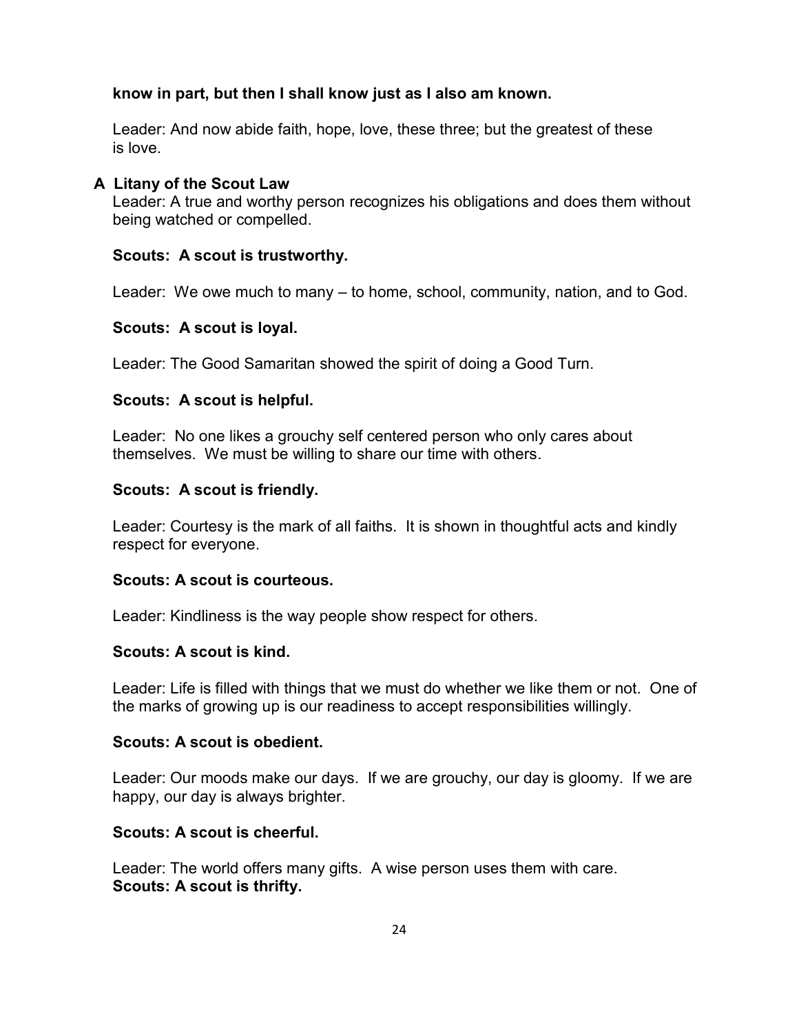**know in part, but then I shall know just as I also am known.**

Leader: And now abide faith, hope, love, these three; but the greatest of these is love.

### A Litany of the Scout Law

Leader: A true and worthy person recognizes his obligations and does them without being watched or compelled.

**Scouts: A scout is trustworthy.**

Leader: We owe much to many – to home, school, community, nation, and to God.

**Scouts: A scout is loyal.**

Leader: The Good Samaritan showed the spirit of doing a Good Turn.

**Scouts: A scout is helpful.**

Leader: No one likes a grouchy self centered person who only cares about themselves. We must be willing to share our time with others.

**Scouts: A scout is friendly.**

Leader: Courtesy is the mark of all faiths. It is shown in thoughtful acts and kindly respect for everyone.

**Scouts: A scout is courteous.**

Leader: Kindliness is the way people show respect for others.

**Scouts: A scout is kind.**

Leader: Life is filled with things that we must do whether we like them or not. One of the marks of growing up is our readiness to accept responsibilities willingly.

**Scouts: A scout is obedient.**

Leader: Our moods make our days. If we are grouchy, our day is gloomy. If we are happy, our day is always brighter.

**Scouts: A scout is cheerful.**

Leader: The world offers many gifts. A wise person uses them with care.
**Scouts: A scout is thrifty.**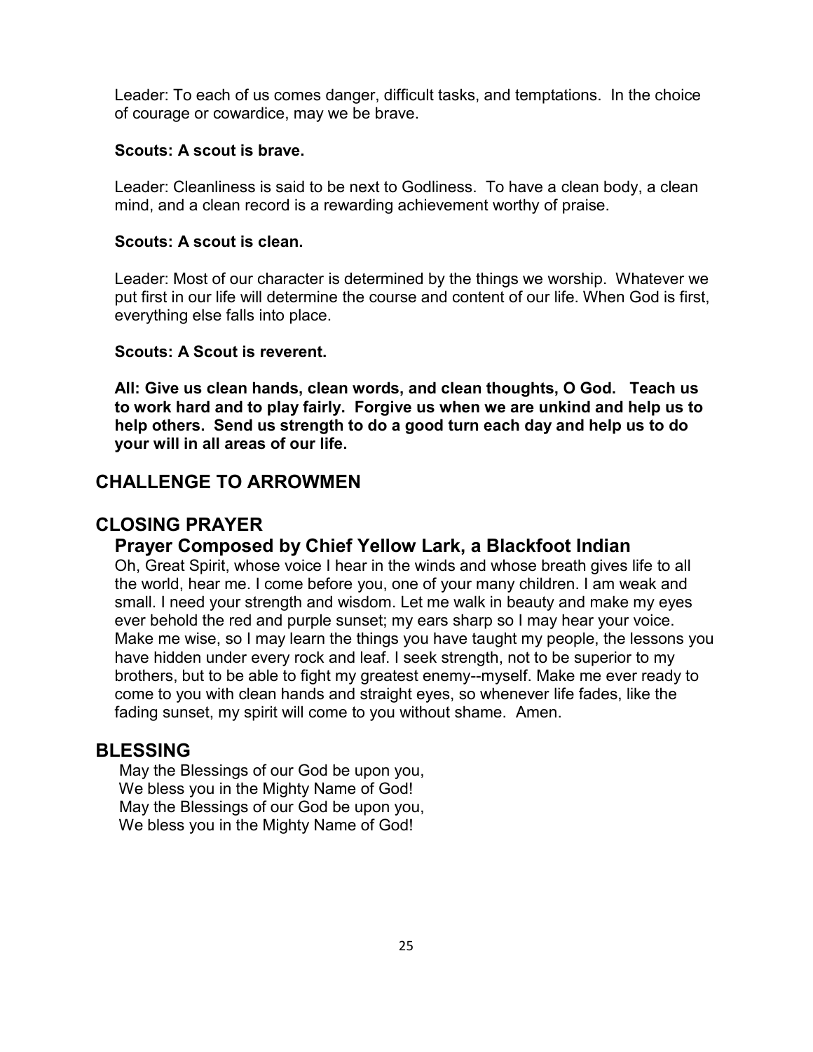Leader: To each of us comes danger, difficult tasks, and temptations. In the choice of courage or cowardice, may we be brave.

**Scouts: A scout is brave.**

Leader: Cleanliness is said to be next to Godliness. To have a clean body, a clean mind, and a clean record is a rewarding achievement worthy of praise.

**Scouts: A scout is clean.**

Leader: Most of our character is determined by the things we worship. Whatever we put first in our life will determine the course and content of our life. When God is first, everything else falls into place.

**Scouts: A Scout is reverent.**

**All: Give us clean hands, clean words, and clean thoughts, O God. Teach us to work hard and to play fairly. Forgive us when we are unkind and help us to help others. Send us strength to do a good turn each day and help us to do your will in all areas of our life.**

## CHALLENGE TO ARROWMEN

## CLOSING PRAYER

### Prayer Composed by Chief Yellow Lark, a Blackfoot Indian

Oh, Great Spirit, whose voice I hear in the winds and whose breath gives life to all the world, hear me. I come before you, one of your many children. I am weak and small. I need your strength and wisdom. Let me walk in beauty and make my eyes ever behold the red and purple sunset; my ears sharp so I may hear your voice. Make me wise, so I may learn the things you have taught my people, the lessons you have hidden under every rock and leaf. I seek strength, not to be superior to my brothers, but to be able to fight my greatest enemy--myself. Make me ever ready to come to you with clean hands and straight eyes, so whenever life fades, like the fading sunset, my spirit will come to you without shame. Amen.

## BLESSING

May the Blessings of our God be upon you,
We bless you in the Mighty Name of God!
May the Blessings of our God be upon you,
We bless you in the Mighty Name of God!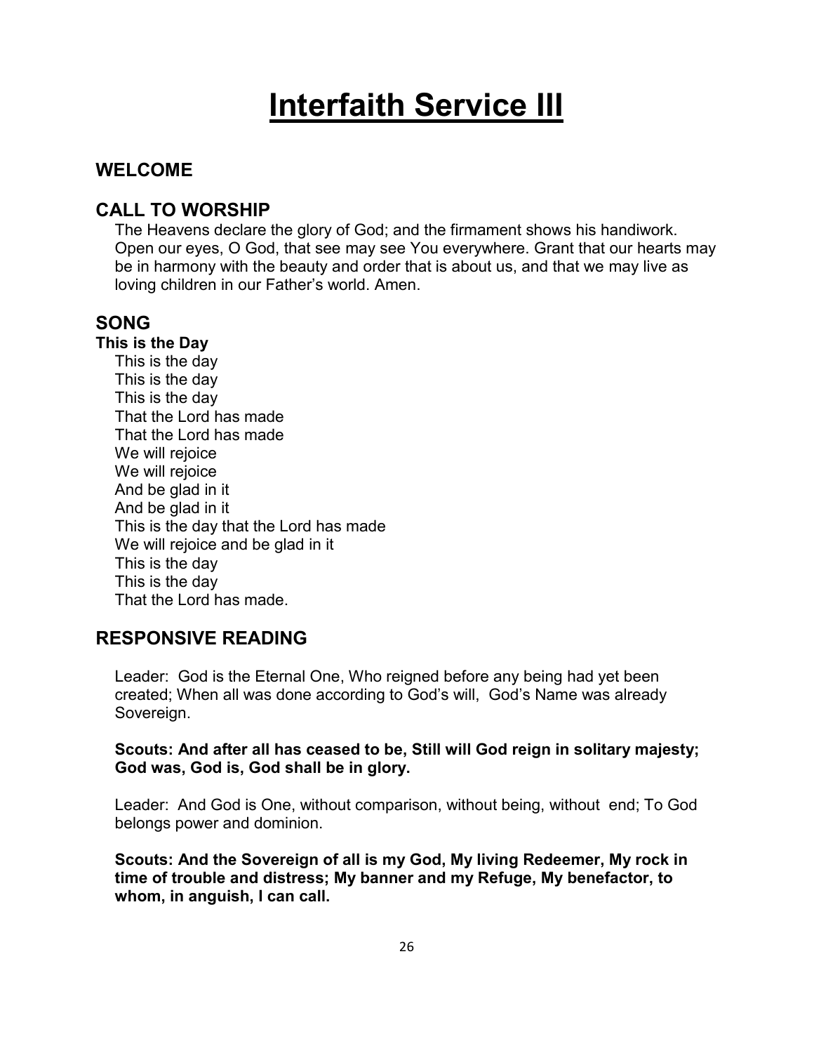# Interfaith Service III

## WELCOME

## CALL TO WORSHIP

The Heavens declare the glory of God; and the firmament shows his handiwork. Open our eyes, O God, that see may see You everywhere. Grant that our hearts may be in harmony with the beauty and order that is about us, and that we may live as loving children in our Father's world. Amen.

## SONG

**This is the Day**

This is the day
This is the day
This is the day
That the Lord has made
That the Lord has made
We will rejoice
We will rejoice
And be glad in it
And be glad in it
This is the day that the Lord has made
We will rejoice and be glad in it
This is the day
This is the day
That the Lord has made.

## RESPONSIVE READING

Leader: God is the Eternal One, Who reigned before any being had yet been created; When all was done according to God's will, God's Name was already Sovereign.

**Scouts: And after all has ceased to be, Still will God reign in solitary majesty; God was, God is, God shall be in glory.**

Leader: And God is One, without comparison, without being, without end; To God belongs power and dominion.

**Scouts: And the Sovereign of all is my God, My living Redeemer, My rock in time of trouble and distress; My banner and my Refuge, My benefactor, to whom, in anguish, I can call.**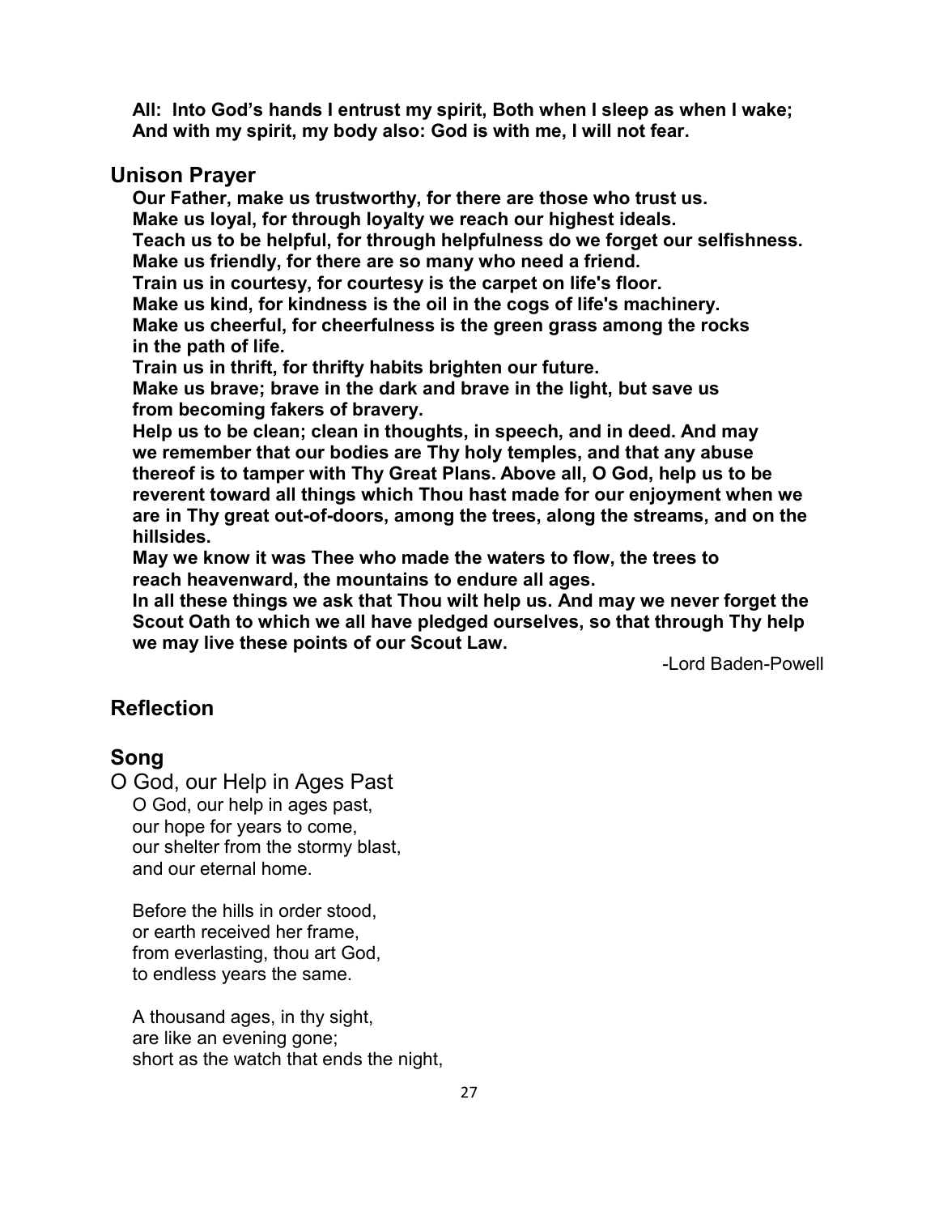**All: Into God's hands I entrust my spirit, Both when I sleep as when I wake;**
**And with my spirit, my body also: God is with me, I will not fear.**

## Unison Prayer

**Our Father, make us trustworthy, for there are those who trust us.**
**Make us loyal, for through loyalty we reach our highest ideals.**
**Teach us to be helpful, for through helpfulness do we forget our selfishness.**
**Make us friendly, for there are so many who need a friend.**
**Train us in courtesy, for courtesy is the carpet on life's floor.**
**Make us kind, for kindness is the oil in the cogs of life's machinery.**
**Make us cheerful, for cheerfulness is the green grass among the rocks in the path of life.**
**Train us in thrift, for thrifty habits brighten our future.**
**Make us brave; brave in the dark and brave in the light, but save us from becoming fakers of bravery.**
**Help us to be clean; clean in thoughts, in speech, and in deed. And may we remember that our bodies are Thy holy temples, and that any abuse thereof is to tamper with Thy Great Plans. Above all, O God, help us to be reverent toward all things which Thou hast made for our enjoyment when we are in Thy great out-of-doors, among the trees, along the streams, and on the hillsides.**
**May we know it was Thee who made the waters to flow, the trees to reach heavenward, the mountains to endure all ages.**
**In all these things we ask that Thou wilt help us. And may we never forget the Scout Oath to which we all have pledged ourselves, so that through Thy help we may live these points of our Scout Law.**

-Lord Baden-Powell

## Reflection

## Song

O God, our Help in Ages Past

O God, our help in ages past,
our hope for years to come,
our shelter from the stormy blast,
and our eternal home.

Before the hills in order stood,
or earth received her frame,
from everlasting, thou art God,
to endless years the same.

A thousand ages, in thy sight,
are like an evening gone;
short as the watch that ends the night,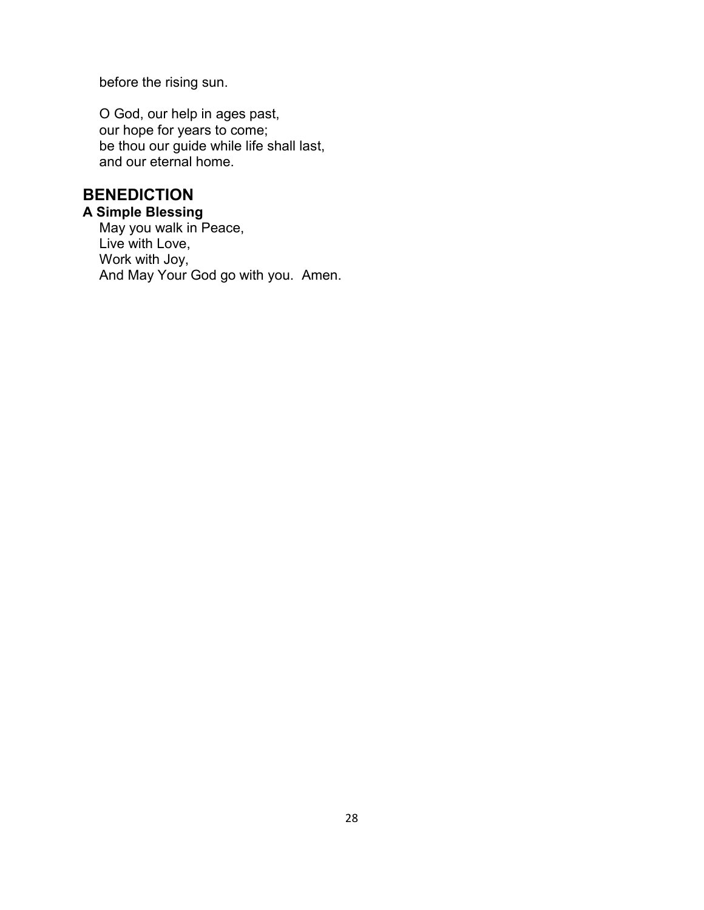before the rising sun.

O God, our help in ages past,  
our hope for years to come;  
be thou our guide while life shall last,  
and our eternal home.

## BENEDICTION

### A Simple Blessing

May you walk in Peace,  
Live with Love,  
Work with Joy,  
And May Your God go with you.  Amen.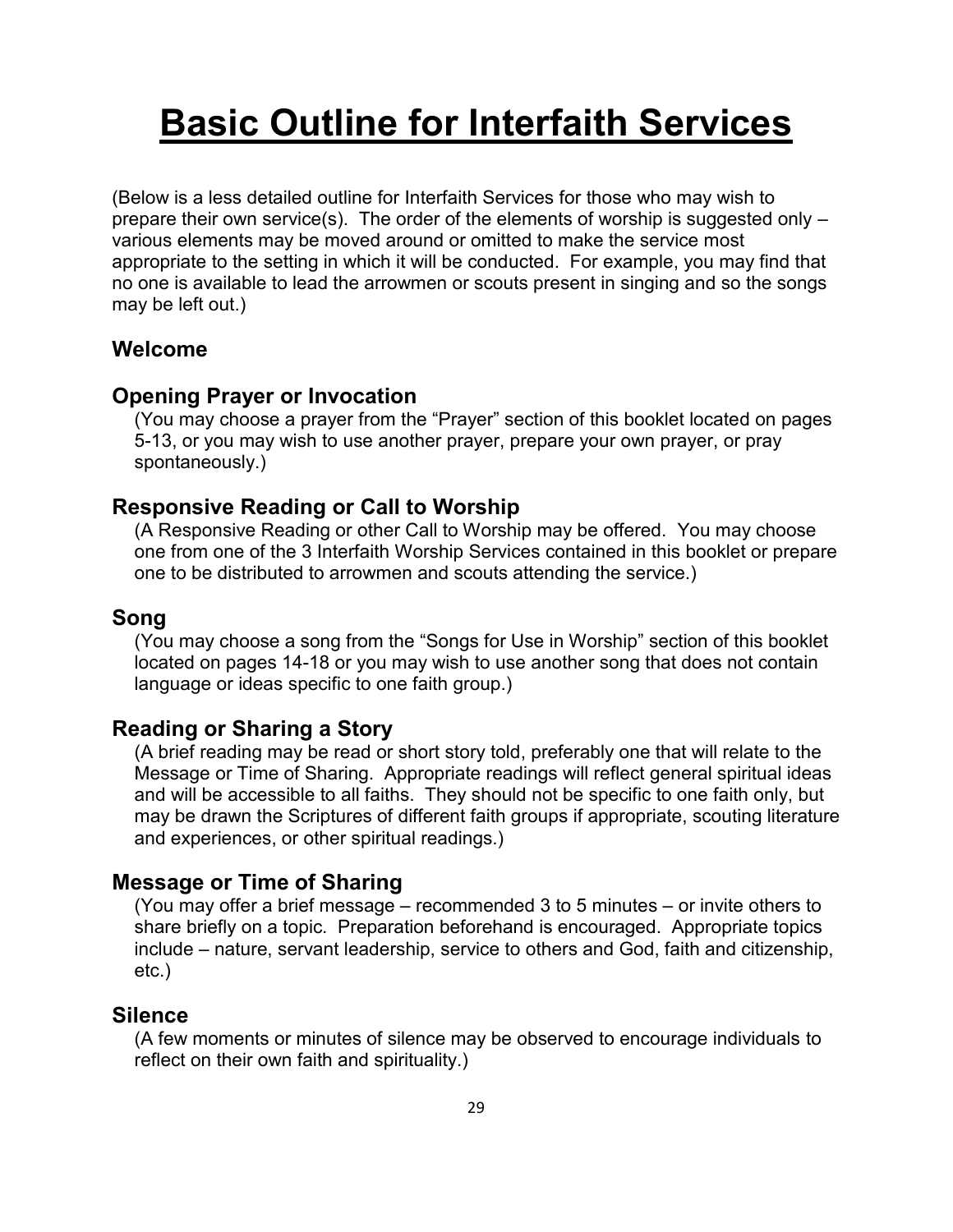# Basic Outline for Interfaith Services

(Below is a less detailed outline for Interfaith Services for those who may wish to prepare their own service(s). The order of the elements of worship is suggested only – various elements may be moved around or omitted to make the service most appropriate to the setting in which it will be conducted. For example, you may find that no one is available to lead the arrowmen or scouts present in singing and so the songs may be left out.)

### Welcome

### Opening Prayer or Invocation

(You may choose a prayer from the "Prayer" section of this booklet located on pages 5-13, or you may wish to use another prayer, prepare your own prayer, or pray spontaneously.)

### Responsive Reading or Call to Worship

(A Responsive Reading or other Call to Worship may be offered. You may choose one from one of the 3 Interfaith Worship Services contained in this booklet or prepare one to be distributed to arrowmen and scouts attending the service.)

### Song

(You may choose a song from the "Songs for Use in Worship" section of this booklet located on pages 14-18 or you may wish to use another song that does not contain language or ideas specific to one faith group.)

### Reading or Sharing a Story

(A brief reading may be read or short story told, preferably one that will relate to the Message or Time of Sharing. Appropriate readings will reflect general spiritual ideas and will be accessible to all faiths. They should not be specific to one faith only, but may be drawn the Scriptures of different faith groups if appropriate, scouting literature and experiences, or other spiritual readings.)

### Message or Time of Sharing

(You may offer a brief message – recommended 3 to 5 minutes – or invite others to share briefly on a topic. Preparation beforehand is encouraged. Appropriate topics include – nature, servant leadership, service to others and God, faith and citizenship, etc.)

### Silence

(A few moments or minutes of silence may be observed to encourage individuals to reflect on their own faith and spirituality.)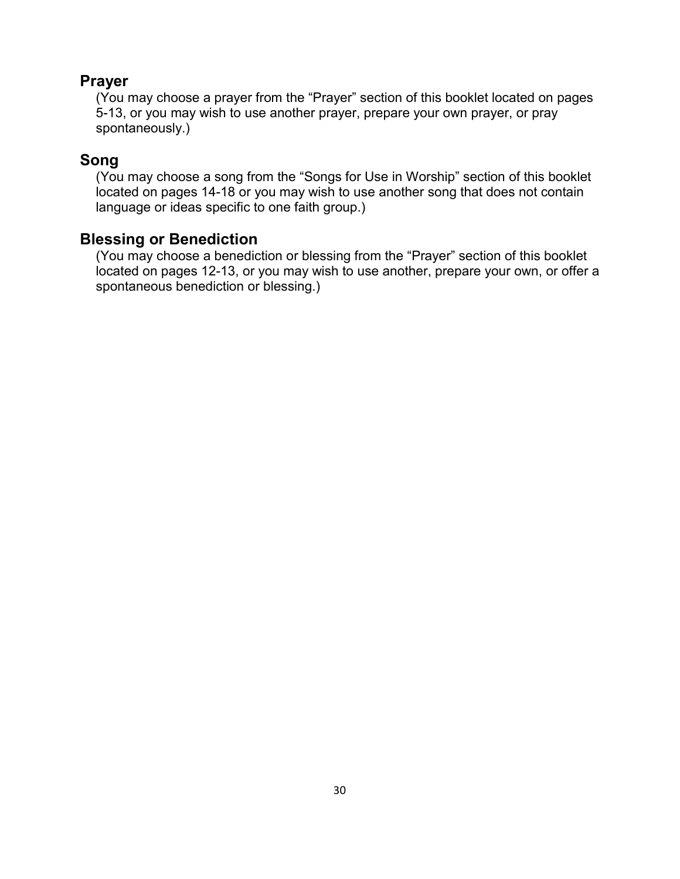## Prayer

(You may choose a prayer from the “Prayer” section of this booklet located on pages 5-13, or you may wish to use another prayer, prepare your own prayer, or pray spontaneously.)

## Song

(You may choose a song from the “Songs for Use in Worship” section of this booklet located on pages 14-18 or you may wish to use another song that does not contain language or ideas specific to one faith group.)

## Blessing or Benediction

(You may choose a benediction or blessing from the “Prayer” section of this booklet located on pages 12-13, or you may wish to use another, prepare your own, or offer a spontaneous benediction or blessing.)